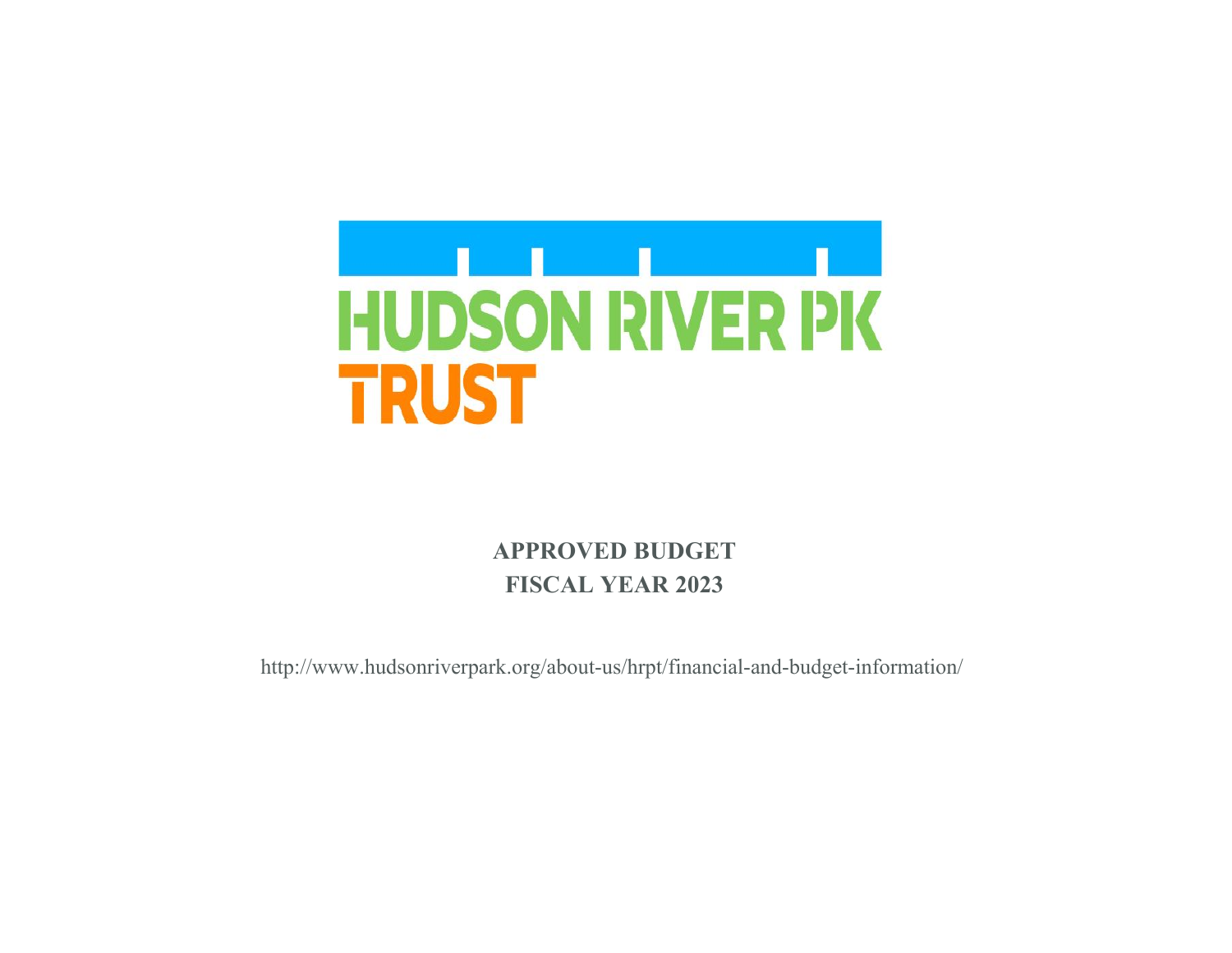HUDSON RIVER PK

TRUST

**APPROVED BUDGET**

**FISCAL YEAR 2023**

http://www.hudsonriverpark.org/about-us/hrpt/financial-and-budget-information/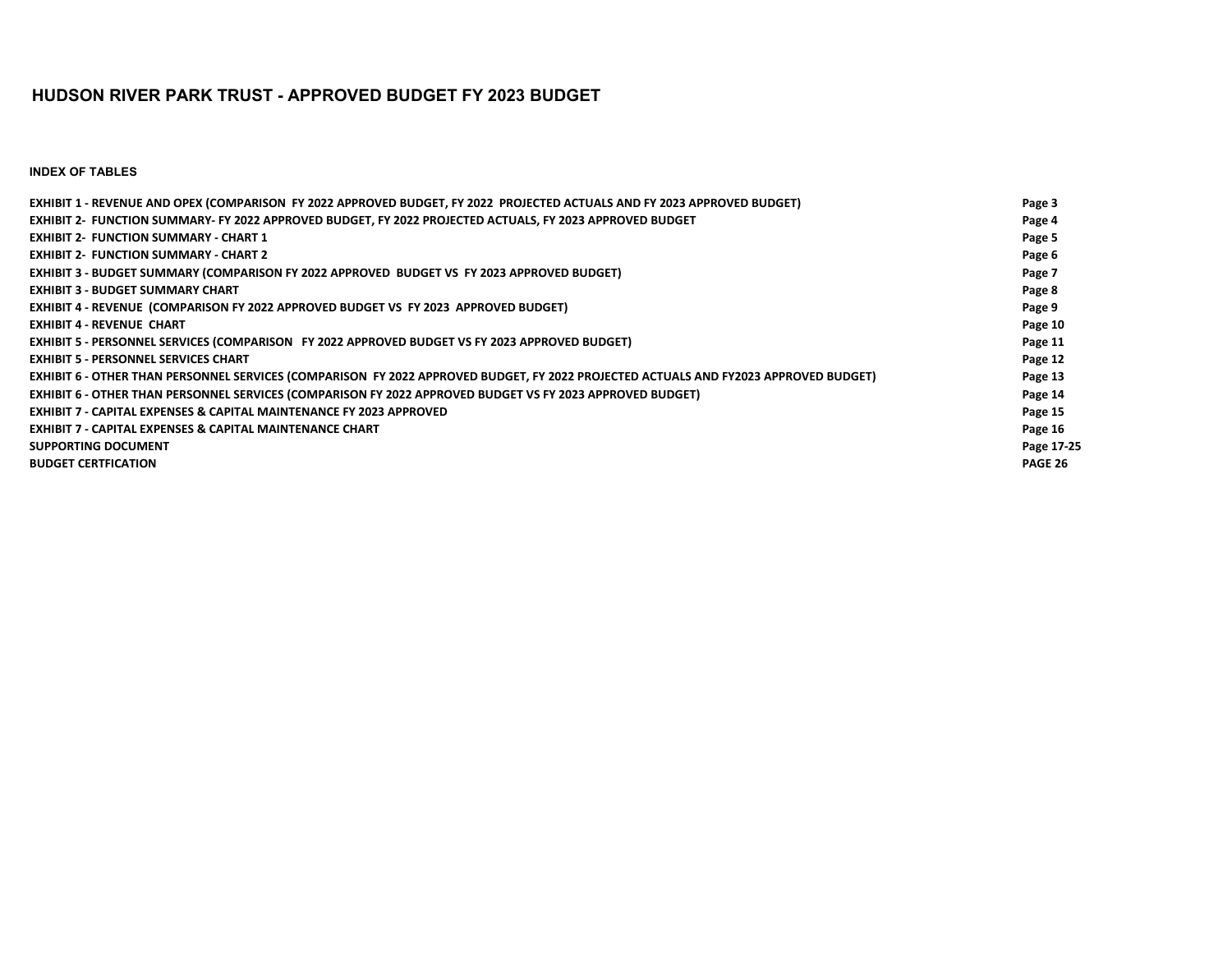# HUDSON RIVER PARK TRUST - APPROVED BUDGET FY 2023 BUDGET

**INDEX OF TABLES**

| | |
|---|---|
| **EXHIBIT 1 - REVENUE AND OPEX (COMPARISON FY 2022 APPROVED BUDGET, FY 2022 PROJECTED ACTUALS AND FY 2023 APPROVED BUDGET)** | **Page 3** |
| **EXHIBIT 2- FUNCTION SUMMARY- FY 2022 APPROVED BUDGET, FY 2022 PROJECTED ACTUALS, FY 2023 APPROVED BUDGET** | **Page 4** |
| **EXHIBIT 2- FUNCTION SUMMARY - CHART 1** | **Page 5** |
| **EXHIBIT 2- FUNCTION SUMMARY - CHART 2** | **Page 6** |
| **EXHIBIT 3 - BUDGET SUMMARY (COMPARISON FY 2022 APPROVED BUDGET VS FY 2023 APPROVED BUDGET)** | **Page 7** |
| **EXHIBIT 3 - BUDGET SUMMARY CHART** | **Page 8** |
| **EXHIBIT 4 - REVENUE (COMPARISON FY 2022 APPROVED BUDGET VS FY 2023 APPROVED BUDGET)** | **Page 9** |
| **EXHIBIT 4 - REVENUE CHART** | **Page 10** |
| **EXHIBIT 5 - PERSONNEL SERVICES (COMPARISON FY 2022 APPROVED BUDGET VS FY 2023 APPROVED BUDGET)** | **Page 11** |
| **EXHIBIT 5 - PERSONNEL SERVICES CHART** | **Page 12** |
| **EXHIBIT 6 - OTHER THAN PERSONNEL SERVICES (COMPARISON FY 2022 APPROVED BUDGET, FY 2022 PROJECTED ACTUALS AND FY2023 APPROVED BUDGET)** | **Page 13** |
| **EXHIBIT 6 - OTHER THAN PERSONNEL SERVICES (COMPARISON FY 2022 APPROVED BUDGET VS FY 2023 APPROVED BUDGET)** | **Page 14** |
| **EXHIBIT 7 - CAPITAL EXPENSES & CAPITAL MAINTENANCE FY 2023 APPROVED** | **Page 15** |
| **EXHIBIT 7 - CAPITAL EXPENSES & CAPITAL MAINTENANCE CHART** | **Page 16** |
| **SUPPORTING DOCUMENT** | **Page 17-25** |
| **BUDGET CERTFICATION** | **PAGE 26** |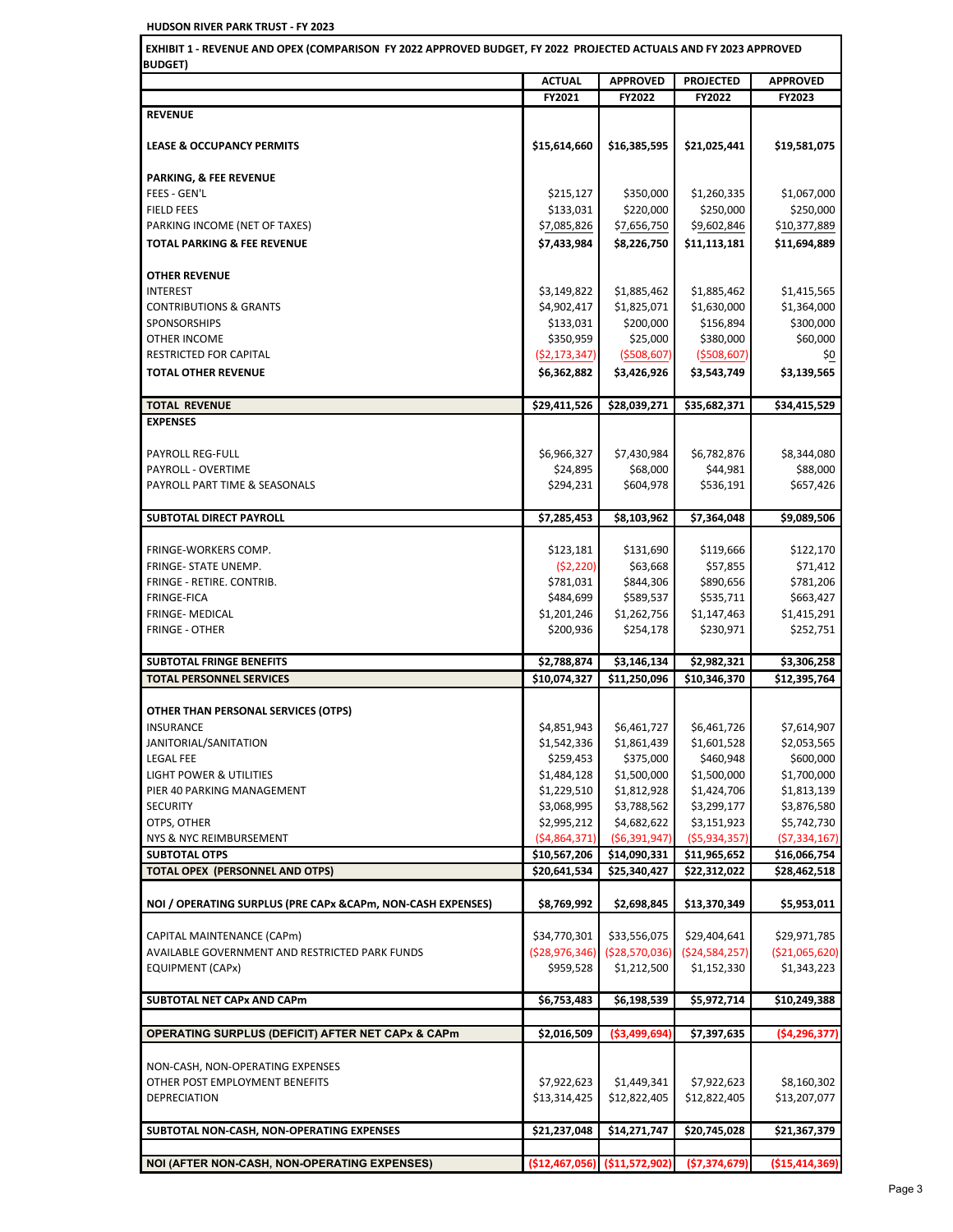**HUDSON RIVER PARK TRUST - FY 2023**

**EXHIBIT 1 - REVENUE AND OPEX (COMPARISON FY 2022 APPROVED BUDGET, FY 2022 PROJECTED ACTUALS AND FY 2023 APPROVED BUDGET)**

| | ACTUAL FY2021 | APPROVED FY2022 | PROJECTED FY2022 | APPROVED FY2023 |
|---|---|---|---|---|
| **REVENUE** | | | | |
| **LEASE & OCCUPANCY PERMITS** | **$15,614,660** | **$16,385,595** | **$21,025,441** | **$19,581,075** |
| **PARKING, & FEE REVENUE** | | | | |
| FEES - GEN'L | $215,127 | $350,000 | $1,260,335 | $1,067,000 |
| FIELD FEES | $133,031 | $220,000 | $250,000 | $250,000 |
| PARKING INCOME (NET OF TAXES) | $7,085,826 | $7,656,750 | $9,602,846 | $10,377,889 |
| **TOTAL PARKING & FEE REVENUE** | **$7,433,984** | **$8,226,750** | **$11,113,181** | **$11,694,889** |
| **OTHER REVENUE** | | | | |
| INTEREST | $3,149,822 | $1,885,462 | $1,885,462 | $1,415,565 |
| CONTRIBUTIONS & GRANTS | $4,902,417 | $1,825,071 | $1,630,000 | $1,364,000 |
| SPONSORSHIPS | $133,031 | $200,000 | $156,894 | $300,000 |
| OTHER INCOME | $350,959 | $25,000 | $380,000 | $60,000 |
| RESTRICTED FOR CAPITAL | ($2,173,347) | ($508,607) | ($508,607) | $0 |
| **TOTAL OTHER REVENUE** | **$6,362,882** | **$3,426,926** | **$3,543,749** | **$3,139,565** |
| **TOTAL REVENUE** | **$29,411,526** | **$28,039,271** | **$35,682,371** | **$34,415,529** |
| **EXPENSES** | | | | |
| PAYROLL REG-FULL | $6,966,327 | $7,430,984 | $6,782,876 | $8,344,080 |
| PAYROLL - OVERTIME | $24,895 | $68,000 | $44,981 | $88,000 |
| PAYROLL PART TIME & SEASONALS | $294,231 | $604,978 | $536,191 | $657,426 |
| **SUBTOTAL DIRECT PAYROLL** | **$7,285,453** | **$8,103,962** | **$7,364,048** | **$9,089,506** |
| FRINGE-WORKERS COMP. | $123,181 | $131,690 | $119,666 | $122,170 |
| FRINGE- STATE UNEMP. | ($2,220) | $63,668 | $57,855 | $71,412 |
| FRINGE - RETIRE. CONTRIB. | $781,031 | $844,306 | $890,656 | $781,206 |
| FRINGE-FICA | $484,699 | $589,537 | $535,711 | $663,427 |
| FRINGE- MEDICAL | $1,201,246 | $1,262,756 | $1,147,463 | $1,415,291 |
| FRINGE - OTHER | $200,936 | $254,178 | $230,971 | $252,751 |
| **SUBTOTAL FRINGE BENEFITS** | **$2,788,874** | **$3,146,134** | **$2,982,321** | **$3,306,258** |
| **TOTAL PERSONNEL SERVICES** | **$10,074,327** | **$11,250,096** | **$10,346,370** | **$12,395,764** |
| **OTHER THAN PERSONAL SERVICES (OTPS)** | | | | |
| INSURANCE | $4,851,943 | $6,461,727 | $6,461,726 | $7,614,907 |
| JANITORIAL/SANITATION | $1,542,336 | $1,861,439 | $1,601,528 | $2,053,565 |
| LEGAL FEE | $259,453 | $375,000 | $460,948 | $600,000 |
| LIGHT POWER & UTILITIES | $1,484,128 | $1,500,000 | $1,500,000 | $1,700,000 |
| PIER 40 PARKING MANAGEMENT | $1,229,510 | $1,812,928 | $1,424,706 | $1,813,139 |
| SECURITY | $3,068,995 | $3,788,562 | $3,299,177 | $3,876,580 |
| OTPS, OTHER | $2,995,212 | $4,682,622 | $3,151,923 | $5,742,730 |
| NYS & NYC REIMBURSEMENT | ($4,864,371) | ($6,391,947) | ($5,934,357) | ($7,334,167) |
| **SUBTOTAL OTPS** | **$10,567,206** | **$14,090,331** | **$11,965,652** | **$16,066,754** |
| **TOTAL OPEX (PERSONNEL AND OTPS)** | **$20,641,534** | **$25,340,427** | **$22,312,022** | **$28,462,518** |
| **NOI / OPERATING SURPLUS (PRE CAPx &CAPm, NON-CASH EXPENSES)** | **$8,769,992** | **$2,698,845** | **$13,370,349** | **$5,953,011** |
| CAPITAL MAINTENANCE (CAPm) | $34,770,301 | $33,556,075 | $29,404,641 | $29,971,785 |
| AVAILABLE GOVERNMENT AND RESTRICTED PARK FUNDS | ($28,976,346) | ($28,570,036) | ($24,584,257) | ($21,065,620) |
| EQUIPMENT (CAPx) | $959,528 | $1,212,500 | $1,152,330 | $1,343,223 |
| **SUBTOTAL NET CAPx AND CAPm** | **$6,753,483** | **$6,198,539** | **$5,972,714** | **$10,249,388** |
| **OPERATING SURPLUS (DEFICIT) AFTER NET CAPx & CAPm** | **$2,016,509** | **($3,499,694)** | **$7,397,635** | **($4,296,377)** |
| NON-CASH, NON-OPERATING EXPENSES | | | | |
| OTHER POST EMPLOYMENT BENEFITS | $7,922,623 | $1,449,341 | $7,922,623 | $8,160,302 |
| DEPRECIATION | $13,314,425 | $12,822,405 | $12,822,405 | $13,207,077 |
| **SUBTOTAL NON-CASH, NON-OPERATING EXPENSES** | **$21,237,048** | **$14,271,747** | **$20,745,028** | **$21,367,379** |
| **NOI (AFTER NON-CASH, NON-OPERATING EXPENSES)** | **($12,467,056)** | **($11,572,902)** | **($7,374,679)** | **($15,414,369)** |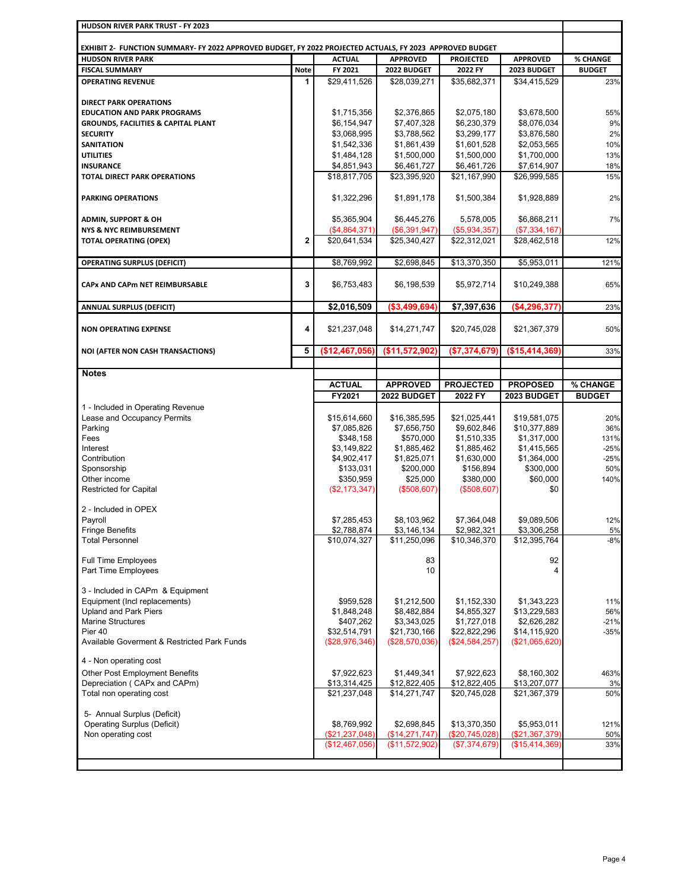**HUDSON RIVER PARK TRUST - FY 2023**

**EXHIBIT 2- FUNCTION SUMMARY- FY 2022 APPROVED BUDGET, FY 2022 PROJECTED ACTUALS, FY 2023 APPROVED BUDGET**

| HUDSON RIVER PARK | | ACTUAL | APPROVED | PROJECTED | APPROVED | % CHANGE |
|---|---|---|---|---|---|---|
| FISCAL SUMMARY | Note | FY 2021 | 2022 BUDGET | 2022 FY | 2023 BUDGET | BUDGET |
| **OPERATING REVENUE** | 1 | $29,411,526 | $28,039,271 | $35,682,371 | $34,415,529 | 23% |
| **DIRECT PARK OPERATIONS** | | | | | | |
| **EDUCATION AND PARK PROGRAMS** | | $1,715,356 | $2,376,865 | $2,075,180 | $3,678,500 | 55% |
| **GROUNDS, FACILITIES & CAPITAL PLANT** | | $6,154,947 | $7,407,328 | $6,230,379 | $8,076,034 | 9% |
| **SECURITY** | | $3,068,995 | $3,788,562 | $3,299,177 | $3,876,580 | 2% |
| **SANITATION** | | $1,542,336 | $1,861,439 | $1,601,528 | $2,053,565 | 10% |
| **UTILITIES** | | $1,484,128 | $1,500,000 | $1,500,000 | $1,700,000 | 13% |
| **INSURANCE** | | $4,851,943 | $6,461,727 | $6,461,726 | $7,614,907 | 18% |
| **TOTAL DIRECT PARK OPERATIONS** | | $18,817,705 | $23,395,920 | $21,167,990 | $26,999,585 | 15% |
| **PARKING OPERATIONS** | | $1,322,296 | $1,891,178 | $1,500,384 | $1,928,889 | 2% |
| **ADMIN, SUPPORT & OH** | | $5,365,904 | $6,445,276 | 5,578,005 | $6,868,211 | 7% |
| **NYS & NYC REIMBURSEMENT** | | ($4,864,371) | ($6,391,947) | ($5,934,357) | ($7,334,167) | |
| **TOTAL OPERATING (OPEX)** | 2 | $20,641,534 | $25,340,427 | $22,312,021 | $28,462,518 | 12% |
| **OPERATING SURPLUS (DEFICIT)** | | $8,769,992 | $2,698,845 | $13,370,350 | $5,953,011 | 121% |
| **CAPx AND CAPm NET REIMBURSABLE** | 3 | $6,753,483 | $6,198,539 | $5,972,714 | $10,249,388 | 65% |
| **ANNUAL SURPLUS (DEFICIT)** | | **$2,016,509** | **($3,499,694)** | **$7,397,636** | **($4,296,377)** | 23% |
| **NON OPERATING EXPENSE** | 4 | $21,237,048 | $14,271,747 | $20,745,028 | $21,367,379 | 50% |
| **NOI (AFTER NON CASH TRANSACTIONS)** | 5 | **($12,467,056)** | **($11,572,902)** | **($7,374,679)** | **($15,414,369)** | 33% |

**Notes**

| | ACTUAL | APPROVED | PROJECTED | PROPOSED | % CHANGE |
|---|---|---|---|---|---|
| | FY2021 | 2022 BUDGET | 2022 FY | 2023 BUDGET | BUDGET |
| 1 - Included in Operating Revenue | | | | | |
| Lease and Occupancy Permits | $15,614,660 | $16,385,595 | $21,025,441 | $19,581,075 | 20% |
| Parking | $7,085,826 | $7,656,750 | $9,602,846 | $10,377,889 | 36% |
| Fees | $348,158 | $570,000 | $1,510,335 | $1,317,000 | 131% |
| Interest | $3,149,822 | $1,885,462 | $1,885,462 | $1,415,565 | -25% |
| Contribution | $4,902,417 | $1,825,071 | $1,630,000 | $1,364,000 | -25% |
| Sponsorship | $133,031 | $200,000 | $156,894 | $300,000 | 50% |
| Other income | $350,959 | $25,000 | $380,000 | $60,000 | 140% |
| Restricted for Capital | ($2,173,347) | ($508,607) | ($508,607) | $0 | |
| 2 - Included in OPEX | | | | | |
| Payroll | $7,285,453 | $8,103,962 | $7,364,048 | $9,089,506 | 12% |
| Fringe Benefits | $2,788,874 | $3,146,134 | $2,982,321 | $3,306,258 | 5% |
| Total Personnel | $10,074,327 | $11,250,096 | $10,346,370 | $12,395,764 | -8% |
| Full Time Employees | | 83 | | 92 | |
| Part Time Employees | | 10 | | 4 | |
| 3 - Included in CAPm & Equipment | | | | | |
| Equipment (Incl replacements) | $959,528 | $1,212,500 | $1,152,330 | $1,343,223 | 11% |
| Upland and Park Piers | $1,848,248 | $8,482,884 | $4,855,327 | $13,229,583 | 56% |
| Marine Structures | $407,262 | $3,343,025 | $1,727,018 | $2,626,282 | -21% |
| Pier 40 | $32,514,791 | $21,730,166 | $22,822,296 | $14,115,920 | -35% |
| Available Goverment & Restricted Park Funds | ($28,976,346) | ($28,570,036) | ($24,584,257) | ($21,065,620) | |
| 4 - Non operating cost | | | | | |
| Other Post Employment Benefits | $7,922,623 | $1,449,341 | $7,922,623 | $8,160,302 | 463% |
| Depreciation ( CAPx and CAPm) | $13,314,425 | $12,822,405 | $12,822,405 | $13,207,077 | 3% |
| Total non operating cost | $21,237,048 | $14,271,747 | $20,745,028 | $21,367,379 | 50% |
| 5- Annual Surplus (Deficit) | | | | | |
| Operating Surplus (Deficit) | $8,769,992 | $2,698,845 | $13,370,350 | $5,953,011 | 121% |
| Non operating cost | ($21,237,048) | ($14,271,747) | ($20,745,028) | ($21,367,379) | 50% |
| | ($12,467,056) | ($11,572,902) | ($7,374,679) | ($15,414,369) | 33% |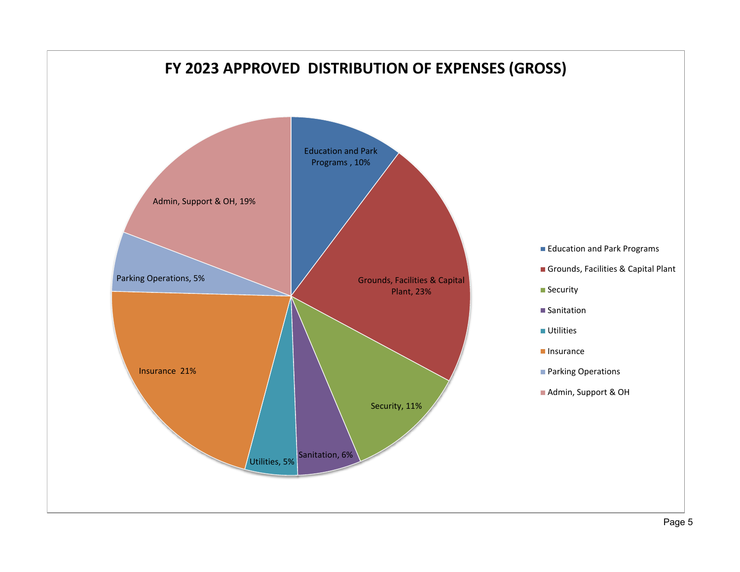# FY 2023 APPROVED DISTRIBUTION OF EXPENSES (GROSS)

| Category | Percentage |
| --- | --- |
| Education and Park Programs | 10% |
| Grounds, Facilities & Capital Plant | 23% |
| Security | 11% |
| Sanitation | 6% |
| Utilities | 5% |
| Insurance | 21% |
| Parking Operations | 5% |
| Admin, Support & OH | 19% |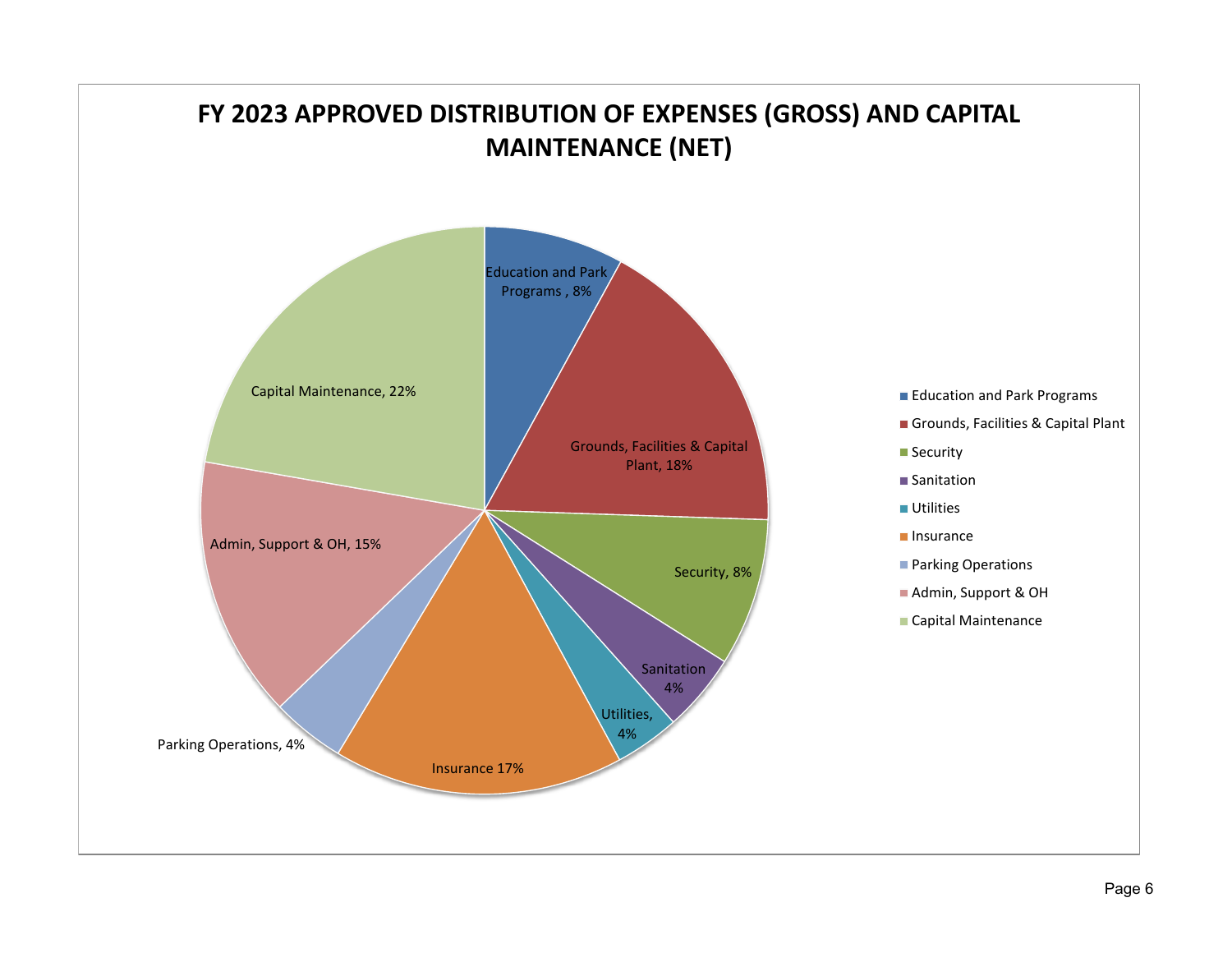# FY 2023 APPROVED DISTRIBUTION OF EXPENSES (GROSS) AND CAPITAL MAINTENANCE (NET)

Education and Park Programs , 8%

Grounds, Facilities & Capital Plant, 18%

Security, 8%

Sanitation 4%

Utilities, 4%

Insurance 17%

Parking Operations, 4%

Admin, Support & OH, 15%

Capital Maintenance, 22%

- Education and Park Programs
- Grounds, Facilities & Capital Plant
- Security
- Sanitation
- Utilities
- Insurance
- Parking Operations
- Admin, Support & OH
- Capital Maintenance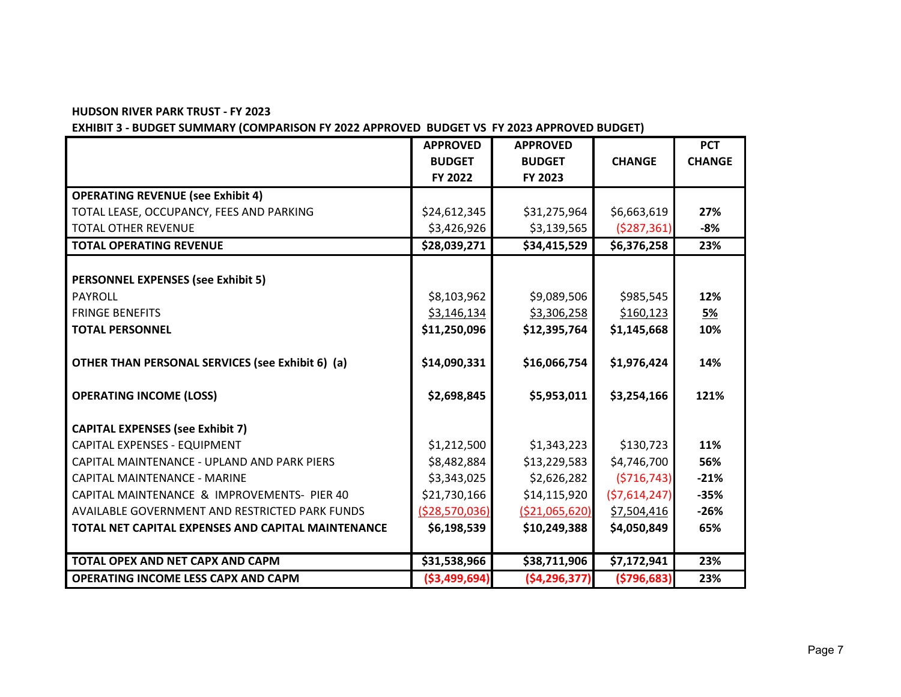**HUDSON RIVER PARK TRUST - FY 2023**

**EXHIBIT 3 - BUDGET SUMMARY (COMPARISON FY 2022 APPROVED BUDGET VS FY 2023 APPROVED BUDGET)**

| | APPROVED BUDGET FY 2022 | APPROVED BUDGET FY 2023 | CHANGE | PCT CHANGE |
|---|---|---|---|---|
| **OPERATING REVENUE (see Exhibit 4)** | | | | |
| TOTAL LEASE, OCCUPANCY, FEES AND PARKING | $24,612,345 | $31,275,964 | $6,663,619 | **27%** |
| TOTAL OTHER REVENUE | $3,426,926 | $3,139,565 | ($287,361) | **-8%** |
| **TOTAL OPERATING REVENUE** | **$28,039,271** | **$34,415,529** | **$6,376,258** | **23%** |
| | | | | |
| **PERSONNEL EXPENSES (see Exhibit 5)** | | | | |
| PAYROLL | $8,103,962 | $9,089,506 | $985,545 | **12%** |
| FRINGE BENEFITS | $3,146,134 | $3,306,258 | $160,123 | **5%** |
| **TOTAL PERSONNEL** | **$11,250,096** | **$12,395,764** | **$1,145,668** | **10%** |
| | | | | |
| **OTHER THAN PERSONAL SERVICES (see Exhibit 6) (a)** | **$14,090,331** | **$16,066,754** | **$1,976,424** | **14%** |
| | | | | |
| **OPERATING INCOME (LOSS)** | **$2,698,845** | **$5,953,011** | **$3,254,166** | **121%** |
| | | | | |
| **CAPITAL EXPENSES (see Exhibit 7)** | | | | |
| CAPITAL EXPENSES - EQUIPMENT | $1,212,500 | $1,343,223 | $130,723 | **11%** |
| CAPITAL MAINTENANCE - UPLAND AND PARK PIERS | $8,482,884 | $13,229,583 | $4,746,700 | **56%** |
| CAPITAL MAINTENANCE - MARINE | $3,343,025 | $2,626,282 | ($716,743) | **-21%** |
| CAPITAL MAINTENANCE & IMPROVEMENTS- PIER 40 | $21,730,166 | $14,115,920 | ($7,614,247) | **-35%** |
| AVAILABLE GOVERNMENT AND RESTRICTED PARK FUNDS | ($28,570,036) | ($21,065,620) | $7,504,416 | **-26%** |
| **TOTAL NET CAPITAL EXPENSES AND CAPITAL MAINTENANCE** | **$6,198,539** | **$10,249,388** | **$4,050,849** | **65%** |
| | | | | |
| **TOTAL OPEX AND NET CAPX AND CAPM** | **$31,538,966** | **$38,711,906** | **$7,172,941** | **23%** |
| **OPERATING INCOME LESS CAPX AND CAPM** | **($3,499,694)** | **($4,296,377)** | **($796,683)** | **23%** |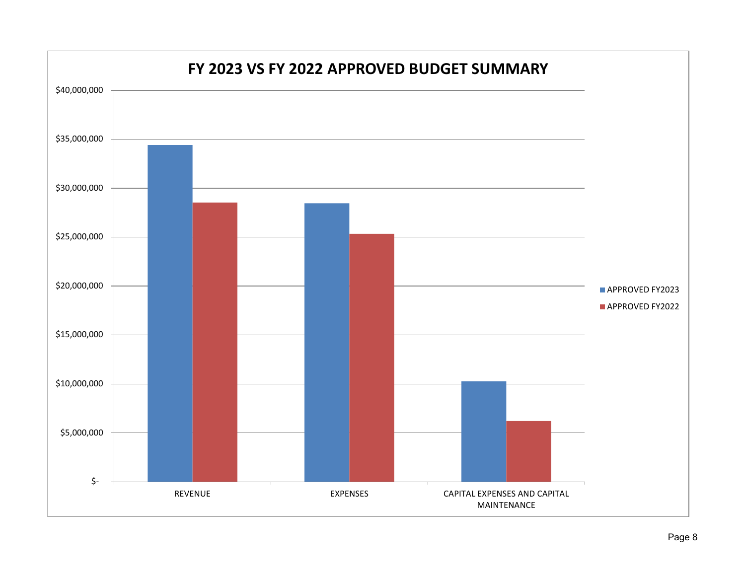# FY 2023 VS FY 2022 APPROVED BUDGET SUMMARY

$40,000,000

$35,000,000

$30,000,000

$25,000,000

$20,000,000

$15,000,000

$10,000,000

$5,000,000

$-

REVENUE

EXPENSES

CAPITAL EXPENSES AND CAPITAL MAINTENANCE

■ APPROVED FY2023

■ APPROVED FY2022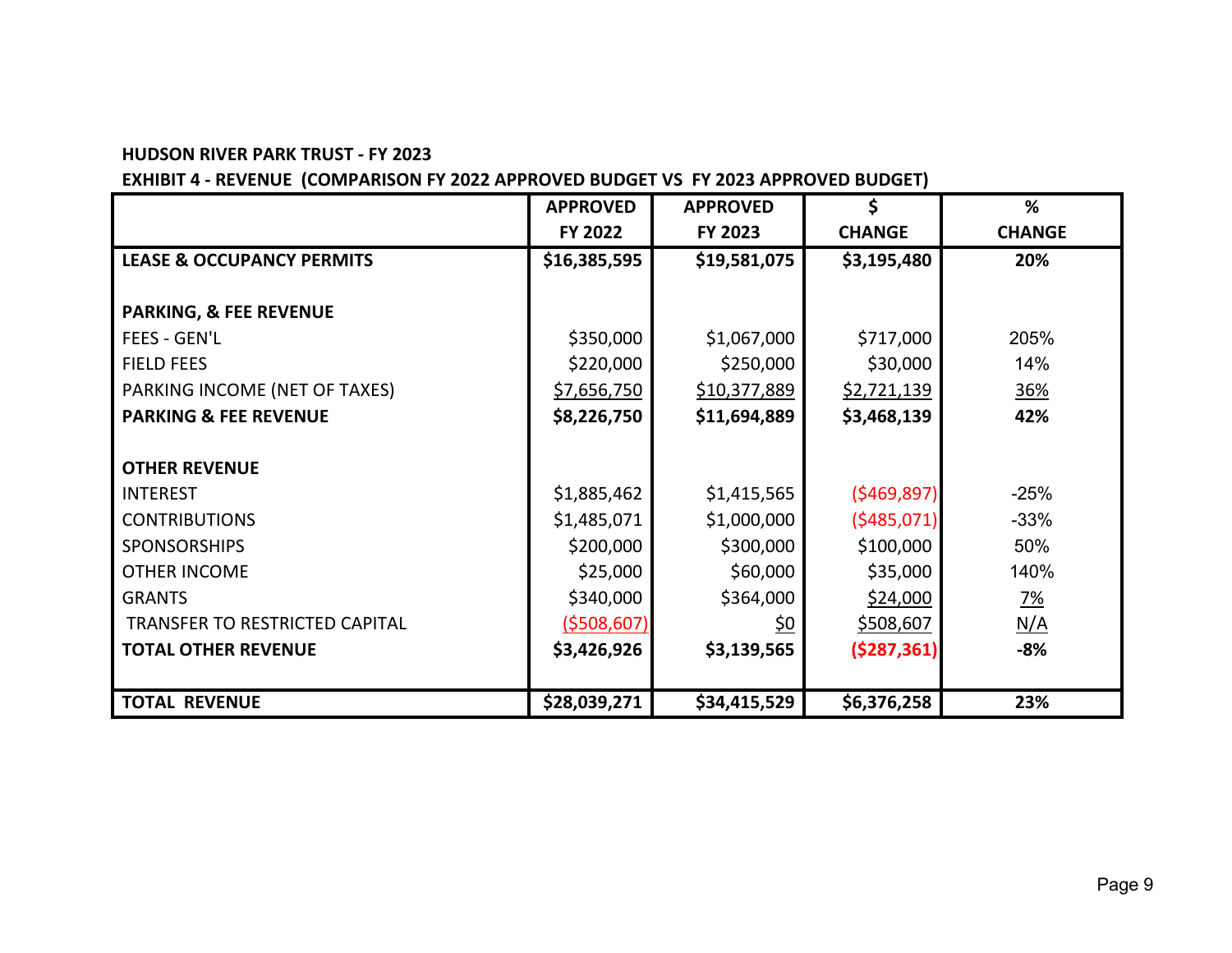**HUDSON RIVER PARK TRUST - FY 2023**

**EXHIBIT 4 - REVENUE (COMPARISON FY 2022 APPROVED BUDGET VS FY 2023 APPROVED BUDGET)**

| | APPROVED FY 2022 | APPROVED FY 2023 | $ CHANGE | % CHANGE |
|---|---|---|---|---|
| **LEASE & OCCUPANCY PERMITS** | **$16,385,595** | **$19,581,075** | **$3,195,480** | **20%** |
| | | | | |
| **PARKING, & FEE REVENUE** | | | | |
| FEES - GEN'L | $350,000 | $1,067,000 | $717,000 | 205% |
| FIELD FEES | $220,000 | $250,000 | $30,000 | 14% |
| PARKING INCOME (NET OF TAXES) | $7,656,750 | $10,377,889 | $2,721,139 | 36% |
| **PARKING & FEE REVENUE** | **$8,226,750** | **$11,694,889** | **$3,468,139** | **42%** |
| | | | | |
| **OTHER REVENUE** | | | | |
| INTEREST | $1,885,462 | $1,415,565 | ($469,897) | -25% |
| CONTRIBUTIONS | $1,485,071 | $1,000,000 | ($485,071) | -33% |
| SPONSORSHIPS | $200,000 | $300,000 | $100,000 | 50% |
| OTHER INCOME | $25,000 | $60,000 | $35,000 | 140% |
| GRANTS | $340,000 | $364,000 | $24,000 | 7% |
| TRANSFER TO RESTRICTED CAPITAL | ($508,607) | $0 | $508,607 | N/A |
| **TOTAL OTHER REVENUE** | **$3,426,926** | **$3,139,565** | **($287,361)** | **-8%** |
| | | | | |
| **TOTAL REVENUE** | **$28,039,271** | **$34,415,529** | **$6,376,258** | **23%** |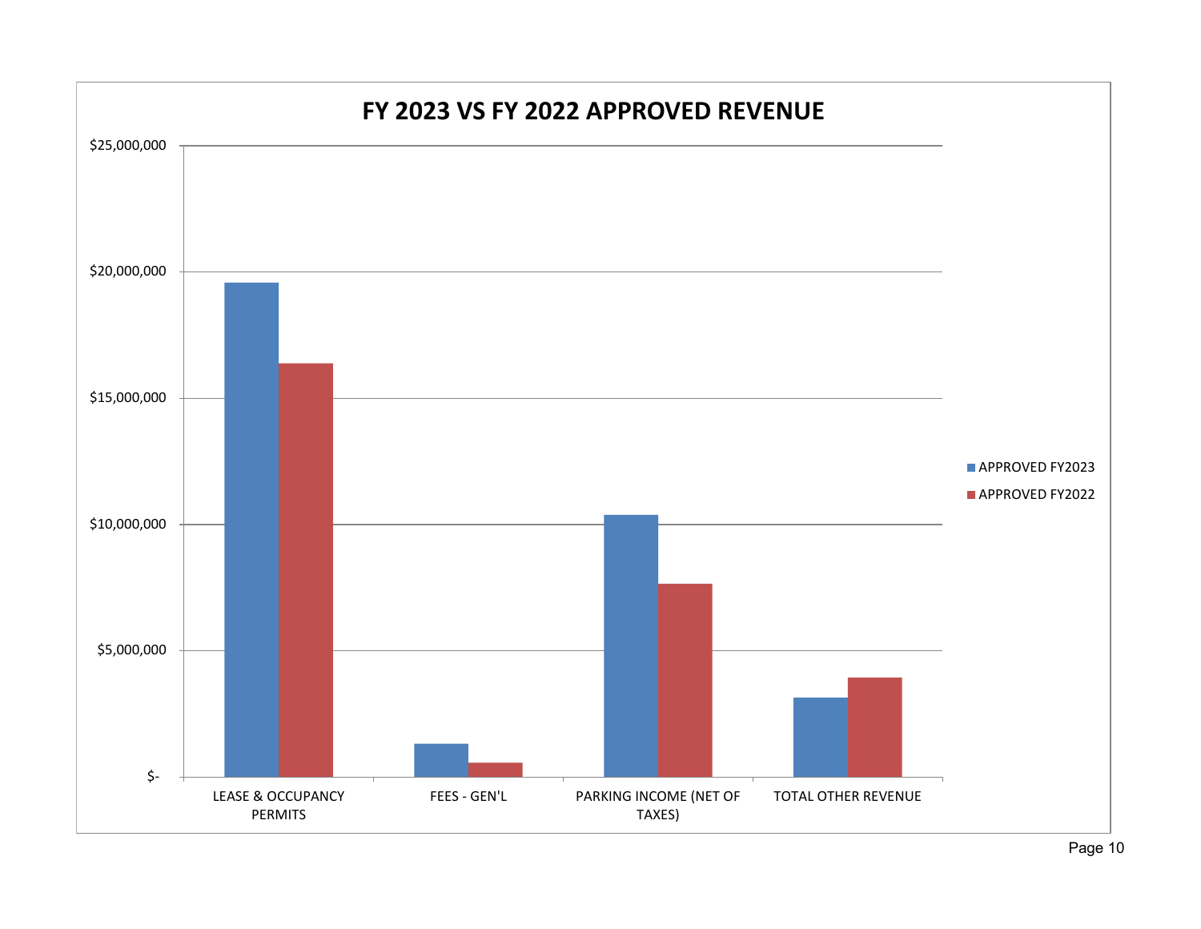# FY 2023 VS FY 2022 APPROVED REVENUE

$25,000,000

$20,000,000

$15,000,000

$10,000,000

$5,000,000

$-

LEASE & OCCUPANCY PERMITS

FEES - GEN'L

PARKING INCOME (NET OF TAXES)

TOTAL OTHER REVENUE

APPROVED FY2023

APPROVED FY2022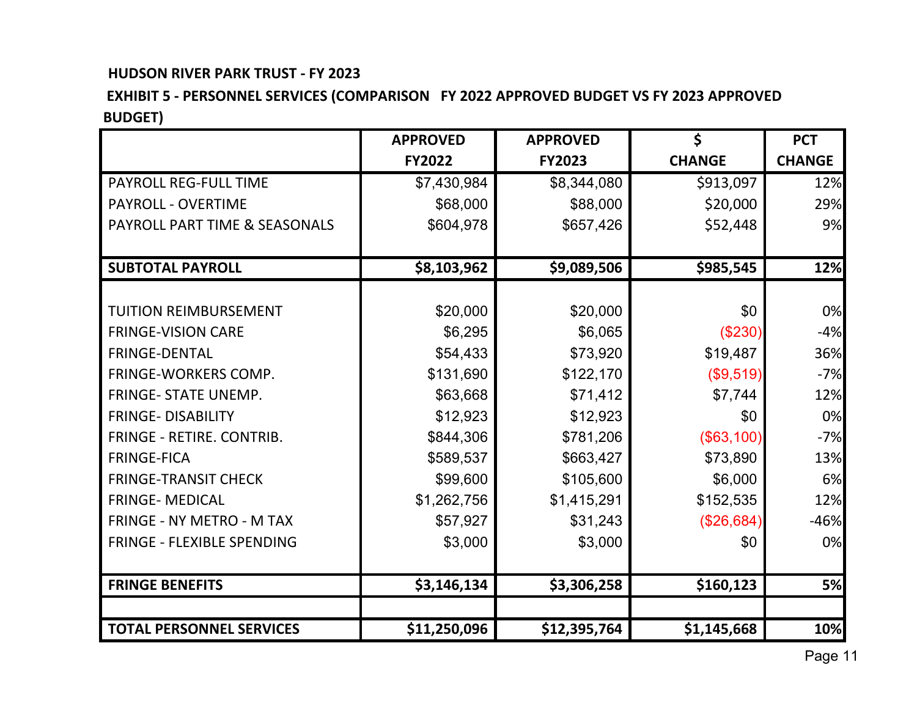**HUDSON RIVER PARK TRUST - FY 2023**

**EXHIBIT 5 - PERSONNEL SERVICES (COMPARISON FY 2022 APPROVED BUDGET VS FY 2023 APPROVED BUDGET)**

| | APPROVED FY2022 | APPROVED FY2023 | $ CHANGE | PCT CHANGE |
|---|---|---|---|---|
| PAYROLL REG-FULL TIME | $7,430,984 | $8,344,080 | $913,097 | 12% |
| PAYROLL - OVERTIME | $68,000 | $88,000 | $20,000 | 29% |
| PAYROLL PART TIME & SEASONALS | $604,978 | $657,426 | $52,448 | 9% |
| | | | | |
| **SUBTOTAL PAYROLL** | **$8,103,962** | **$9,089,506** | **$985,545** | **12%** |
| | | | | |
| TUITION REIMBURSEMENT | $20,000 | $20,000 | $0 | 0% |
| FRINGE-VISION CARE | $6,295 | $6,065 | ($230) | -4% |
| FRINGE-DENTAL | $54,433 | $73,920 | $19,487 | 36% |
| FRINGE-WORKERS COMP. | $131,690 | $122,170 | ($9,519) | -7% |
| FRINGE- STATE UNEMP. | $63,668 | $71,412 | $7,744 | 12% |
| FRINGE- DISABILITY | $12,923 | $12,923 | $0 | 0% |
| FRINGE - RETIRE. CONTRIB. | $844,306 | $781,206 | ($63,100) | -7% |
| FRINGE-FICA | $589,537 | $663,427 | $73,890 | 13% |
| FRINGE-TRANSIT CHECK | $99,600 | $105,600 | $6,000 | 6% |
| FRINGE- MEDICAL | $1,262,756 | $1,415,291 | $152,535 | 12% |
| FRINGE - NY METRO - M TAX | $57,927 | $31,243 | ($26,684) | -46% |
| FRINGE - FLEXIBLE SPENDING | $3,000 | $3,000 | $0 | 0% |
| | | | | |
| **FRINGE BENEFITS** | **$3,146,134** | **$3,306,258** | **$160,123** | **5%** |
| | | | | |
| **TOTAL PERSONNEL SERVICES** | **$11,250,096** | **$12,395,764** | **$1,145,668** | **10%** |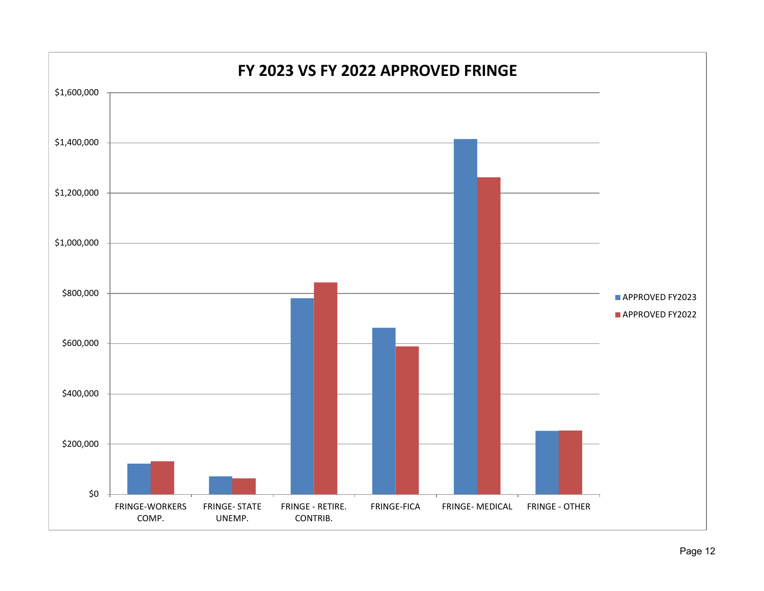# FY 2023 VS FY 2022 APPROVED FRINGE

$1,600,000
$1,400,000
$1,200,000
$1,000,000
$800,000
$600,000
$400,000
$200,000
$0

FRINGE-WORKERS COMP. | FRINGE- STATE UNEMP. | FRINGE - RETIRE. CONTRIB. | FRINGE-FICA | FRINGE- MEDICAL | FRINGE - OTHER

■ APPROVED FY2023
■ APPROVED FY2022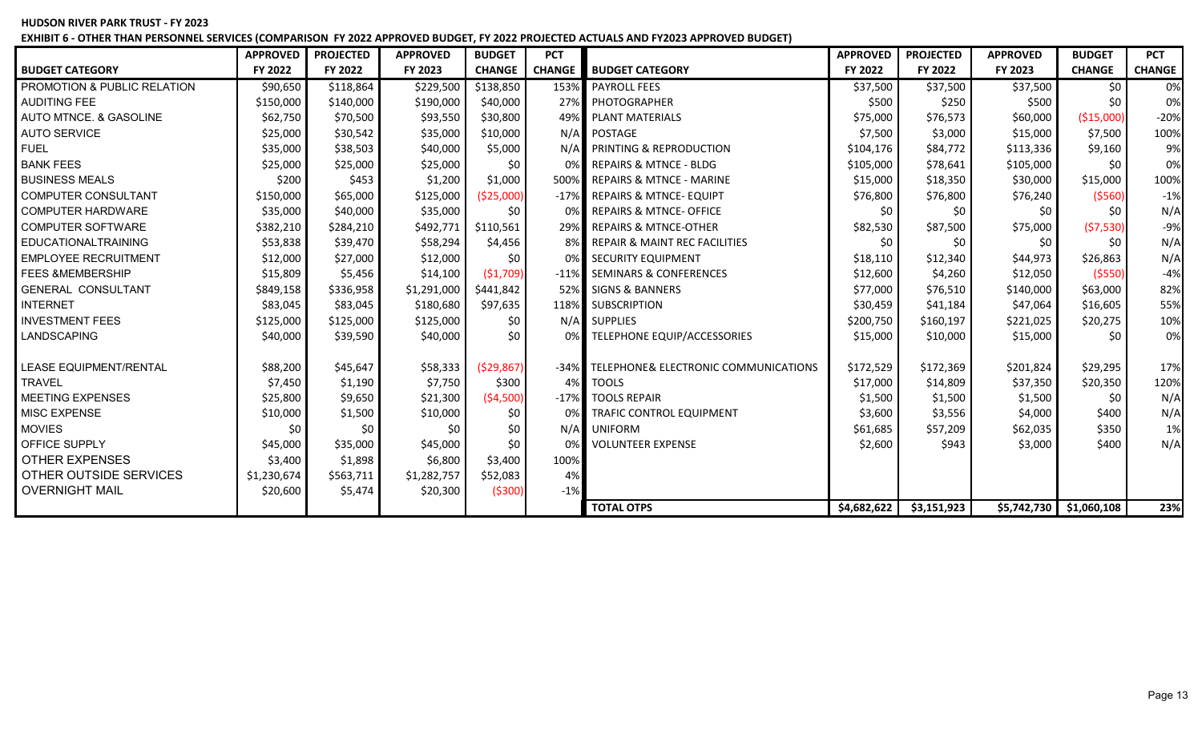**HUDSON RIVER PARK TRUST - FY 2023**

**EXHIBIT 6 - OTHER THAN PERSONNEL SERVICES (COMPARISON FY 2022 APPROVED BUDGET, FY 2022 PROJECTED ACTUALS AND FY2023 APPROVED BUDGET)**

| BUDGET CATEGORY | APPROVED FY 2022 | PROJECTED FY 2022 | APPROVED FY 2023 | BUDGET CHANGE | PCT CHANGE | BUDGET CATEGORY | APPROVED FY 2022 | PROJECTED FY 2022 | APPROVED FY 2023 | BUDGET CHANGE | PCT CHANGE |
|---|---|---|---|---|---|---|---|---|---|---|---|
| PROMOTION & PUBLIC RELATION | $90,650 | $118,864 | $229,500 | $138,850 | 153% | PAYROLL FEES | $37,500 | $37,500 | $37,500 | $0 | 0% |
| AUDITING FEE | $150,000 | $140,000 | $190,000 | $40,000 | 27% | PHOTOGRAPHER | $500 | $250 | $500 | $0 | 0% |
| AUTO MTNCE. & GASOLINE | $62,750 | $70,500 | $93,550 | $30,800 | 49% | PLANT MATERIALS | $75,000 | $76,573 | $60,000 | ($15,000) | -20% |
| AUTO SERVICE | $25,000 | $30,542 | $35,000 | $10,000 | N/A | POSTAGE | $7,500 | $3,000 | $15,000 | $7,500 | 100% |
| FUEL | $35,000 | $38,503 | $40,000 | $5,000 | N/A | PRINTING & REPRODUCTION | $104,176 | $84,772 | $113,336 | $9,160 | 9% |
| BANK FEES | $25,000 | $25,000 | $25,000 | $0 | 0% | REPAIRS & MTNCE - BLDG | $105,000 | $78,641 | $105,000 | $0 | 0% |
| BUSINESS MEALS | $200 | $453 | $1,200 | $1,000 | 500% | REPAIRS & MTNCE - MARINE | $15,000 | $18,350 | $30,000 | $15,000 | 100% |
| COMPUTER CONSULTANT | $150,000 | $65,000 | $125,000 | ($25,000) | -17% | REPAIRS & MTNCE- EQUIPT | $76,800 | $76,800 | $76,240 | ($560) | -1% |
| COMPUTER HARDWARE | $35,000 | $40,000 | $35,000 | $0 | 0% | REPAIRS & MTNCE- OFFICE | $0 | $0 | $0 | $0 | N/A |
| COMPUTER SOFTWARE | $382,210 | $284,210 | $492,771 | $110,561 | 29% | REPAIRS & MTNCE-OTHER | $82,530 | $87,500 | $75,000 | ($7,530) | -9% |
| EDUCATIONALTRAINING | $53,838 | $39,470 | $58,294 | $4,456 | 8% | REPAIR & MAINT REC FACILITIES | $0 | $0 | $0 | $0 | N/A |
| EMPLOYEE RECRUITMENT | $12,000 | $27,000 | $12,000 | $0 | 0% | SECURITY EQUIPMENT | $18,110 | $12,340 | $44,973 | $26,863 | N/A |
| FEES &MEMBERSHIP | $15,809 | $5,456 | $14,100 | ($1,709) | -11% | SEMINARS & CONFERENCES | $12,600 | $4,260 | $12,050 | ($550) | -4% |
| GENERAL CONSULTANT | $849,158 | $336,958 | $1,291,000 | $441,842 | 52% | SIGNS & BANNERS | $77,000 | $76,510 | $140,000 | $63,000 | 82% |
| INTERNET | $83,045 | $83,045 | $180,680 | $97,635 | 118% | SUBSCRIPTION | $30,459 | $41,184 | $47,064 | $16,605 | 55% |
| INVESTMENT FEES | $125,000 | $125,000 | $125,000 | $0 | N/A | SUPPLIES | $200,750 | $160,197 | $221,025 | $20,275 | 10% |
| LANDSCAPING | $40,000 | $39,590 | $40,000 | $0 | 0% | TELEPHONE EQUIP/ACCESSORIES | $15,000 | $10,000 | $15,000 | $0 | 0% |
| LEASE EQUIPMENT/RENTAL | $88,200 | $45,647 | $58,333 | ($29,867) | -34% | TELEPHONE& ELECTRONIC COMMUNICATIONS | $172,529 | $172,369 | $201,824 | $29,295 | 17% |
| TRAVEL | $7,450 | $1,190 | $7,750 | $300 | 4% | TOOLS | $17,000 | $14,809 | $37,350 | $20,350 | 120% |
| MEETING EXPENSES | $25,800 | $9,650 | $21,300 | ($4,500) | -17% | TOOLS REPAIR | $1,500 | $1,500 | $1,500 | $0 | N/A |
| MISC EXPENSE | $10,000 | $1,500 | $10,000 | $0 | 0% | TRAFIC CONTROL EQUIPMENT | $3,600 | $3,556 | $4,000 | $400 | N/A |
| MOVIES | $0 | $0 | $0 | $0 | N/A | UNIFORM | $61,685 | $57,209 | $62,035 | $350 | 1% |
| OFFICE SUPPLY | $45,000 | $35,000 | $45,000 | $0 | 0% | VOLUNTEER EXPENSE | $2,600 | $943 | $3,000 | $400 | N/A |
| OTHER EXPENSES | $3,400 | $1,898 | $6,800 | $3,400 | 100% | | | | | | |
| OTHER OUTSIDE SERVICES | $1,230,674 | $563,711 | $1,282,757 | $52,083 | 4% | | | | | | |
| OVERNIGHT MAIL | $20,600 | $5,474 | $20,300 | ($300) | -1% | | | | | | |
| | | | | | | **TOTAL OTPS** | **$4,682,622** | **$3,151,923** | **$5,742,730** | **$1,060,108** | **23%** |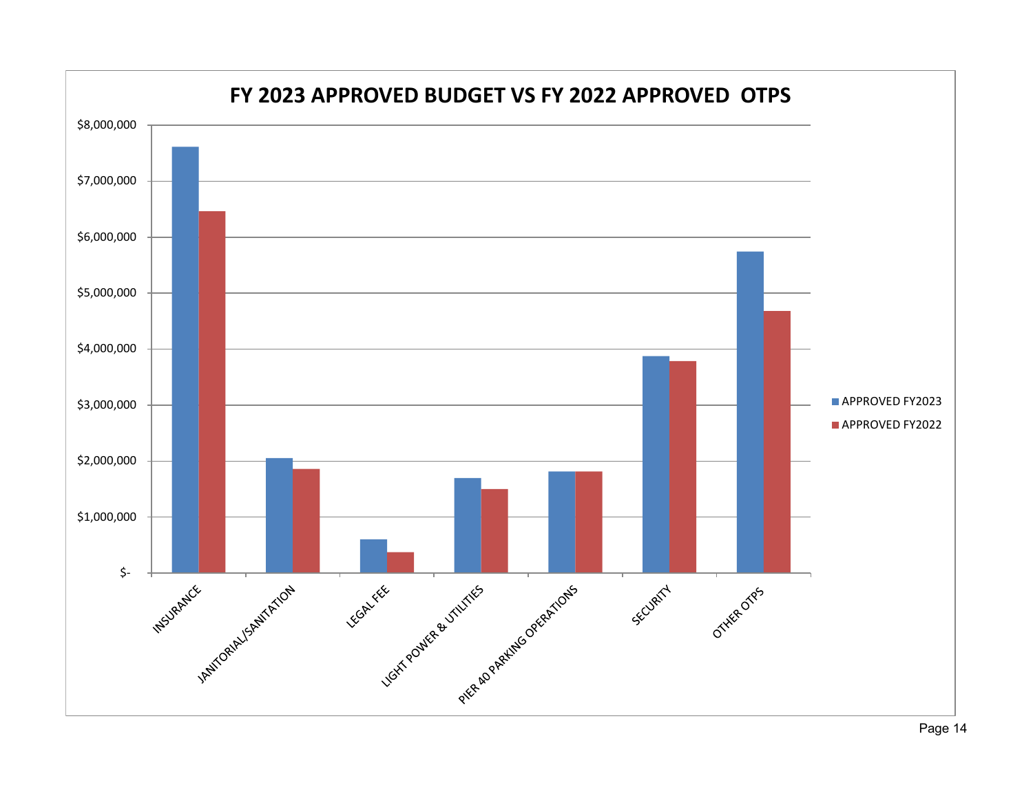# FY 2023 APPROVED BUDGET VS FY 2022 APPROVED OTPS

$8,000,000

$7,000,000

$6,000,000

$5,000,000

$4,000,000

$3,000,000

$2,000,000

$1,000,000

$-

INSURANCE

JANITORIAL/SANITATION

LEGAL FEE

LIGHT POWER & UTILITIES

PIER 40 PARKING OPERATIONS

SECURITY

OTHER OTPS

- APPROVED FY2023
- APPROVED FY2022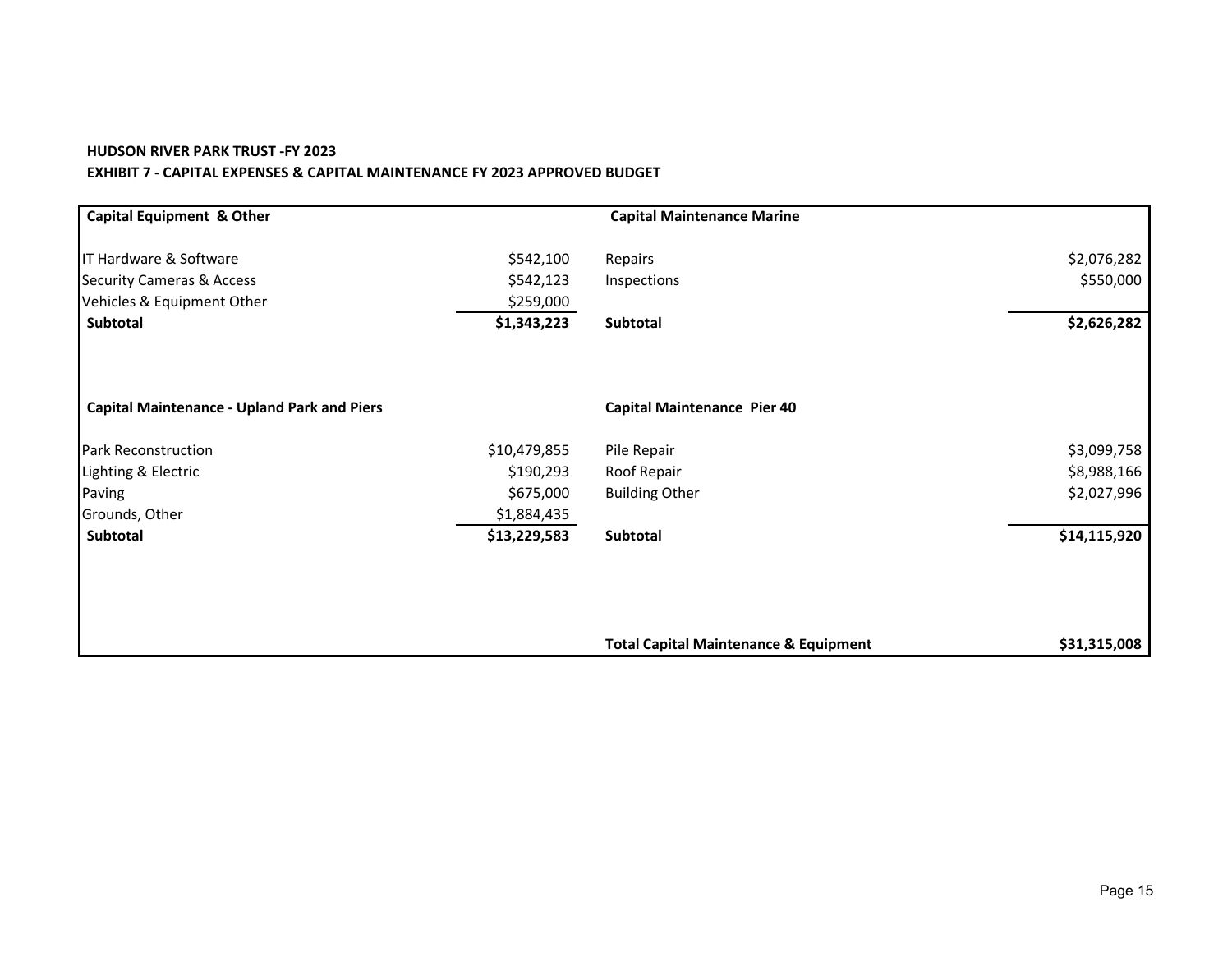**HUDSON RIVER PARK TRUST -FY 2023**

**EXHIBIT 7 - CAPITAL EXPENSES & CAPITAL MAINTENANCE FY 2023 APPROVED BUDGET**

| **Capital Equipment & Other** | | **Capital Maintenance Marine** | |
|---|---|---|---|
| IT Hardware & Software | $542,100 | Repairs | $2,076,282 |
| Security Cameras & Access | $542,123 | Inspections | $550,000 |
| Vehicles & Equipment Other | $259,000 | | |
| **Subtotal** | **$1,343,223** | **Subtotal** | **$2,626,282** |
| | | | |
| **Capital Maintenance - Upland Park and Piers** | | **Capital Maintenance Pier 40** | |
| Park Reconstruction | $10,479,855 | Pile Repair | $3,099,758 |
| Lighting & Electric | $190,293 | Roof Repair | $8,988,166 |
| Paving | $675,000 | Building Other | $2,027,996 |
| Grounds, Other | $1,884,435 | | |
| **Subtotal** | **$13,229,583** | **Subtotal** | **$14,115,920** |
| | | | |
| | | **Total Capital Maintenance & Equipment** | **$31,315,008** |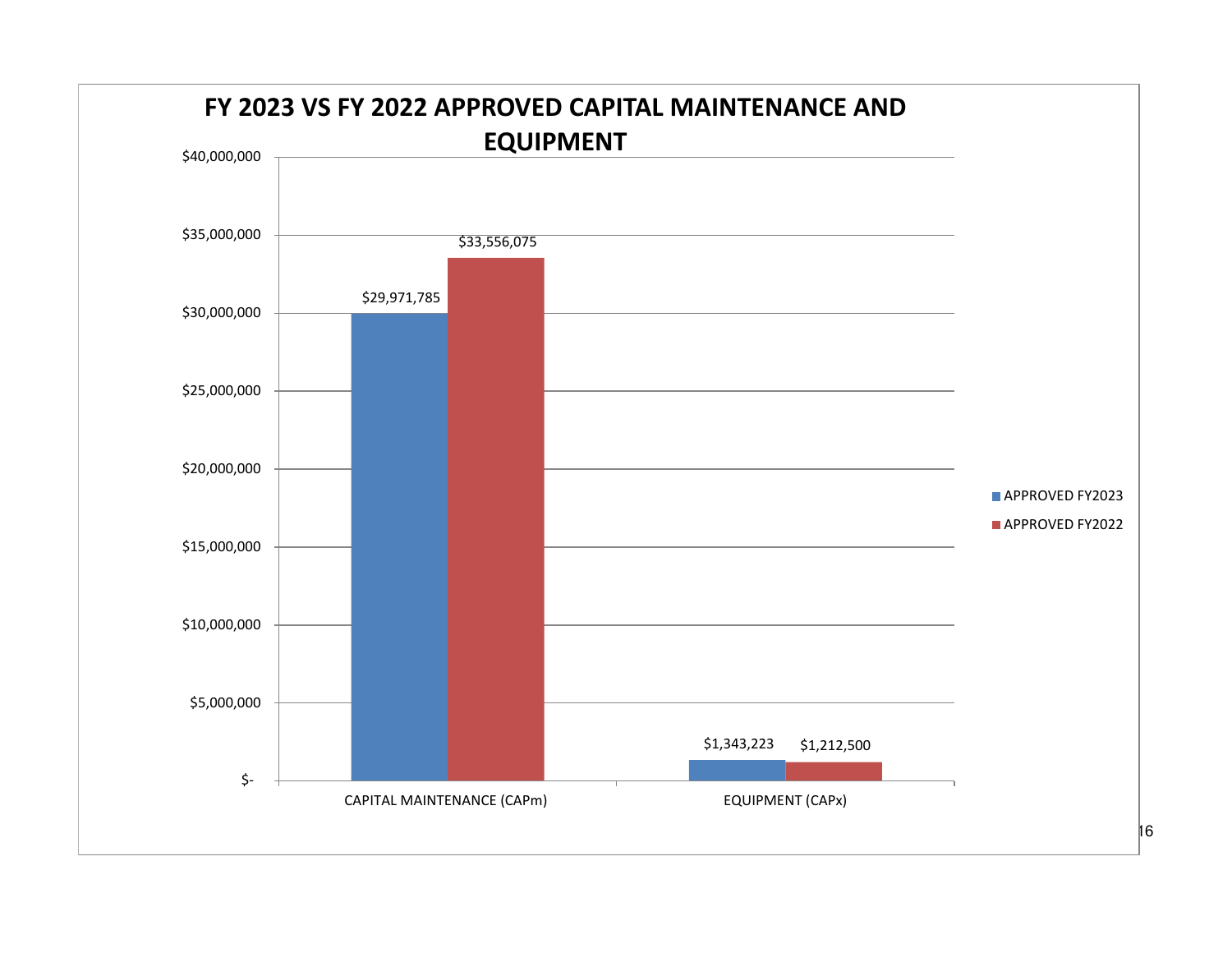## FY 2023 VS FY 2022 APPROVED CAPITAL MAINTENANCE AND EQUIPMENT

| | APPROVED FY2023 | APPROVED FY2022 |
|---|---|---|
| CAPITAL MAINTENANCE (CAPm) | $29,971,785 | $33,556,075 |
| EQUIPMENT (CAPx) | $1,343,223 | $1,212,500 |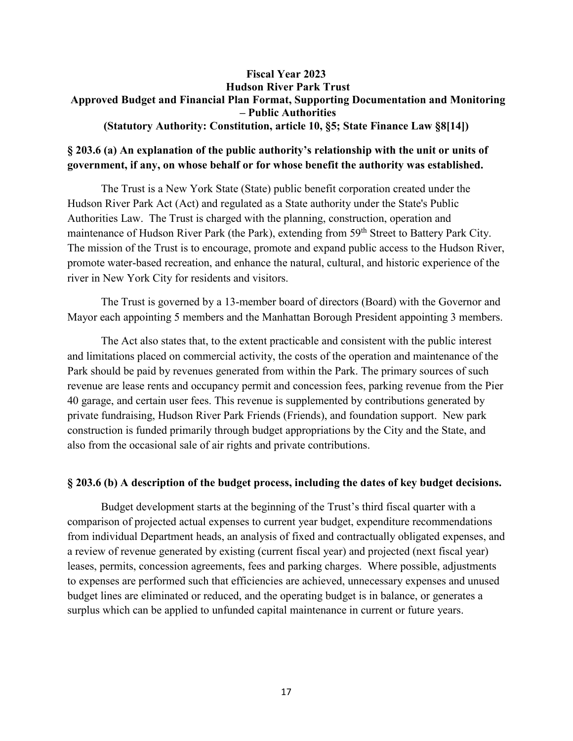**Fiscal Year 2023**
**Hudson River Park Trust**
**Approved Budget and Financial Plan Format, Supporting Documentation and Monitoring – Public Authorities**
**(Statutory Authority: Constitution, article 10, §5; State Finance Law §8[14])**

**§ 203.6 (a) An explanation of the public authority's relationship with the unit or units of government, if any, on whose behalf or for whose benefit the authority was established.**

The Trust is a New York State (State) public benefit corporation created under the Hudson River Park Act (Act) and regulated as a State authority under the State's Public Authorities Law. The Trust is charged with the planning, construction, operation and maintenance of Hudson River Park (the Park), extending from 59th Street to Battery Park City. The mission of the Trust is to encourage, promote and expand public access to the Hudson River, promote water-based recreation, and enhance the natural, cultural, and historic experience of the river in New York City for residents and visitors.

The Trust is governed by a 13-member board of directors (Board) with the Governor and Mayor each appointing 5 members and the Manhattan Borough President appointing 3 members.

The Act also states that, to the extent practicable and consistent with the public interest and limitations placed on commercial activity, the costs of the operation and maintenance of the Park should be paid by revenues generated from within the Park. The primary sources of such revenue are lease rents and occupancy permit and concession fees, parking revenue from the Pier 40 garage, and certain user fees. This revenue is supplemented by contributions generated by private fundraising, Hudson River Park Friends (Friends), and foundation support. New park construction is funded primarily through budget appropriations by the City and the State, and also from the occasional sale of air rights and private contributions.

**§ 203.6 (b) A description of the budget process, including the dates of key budget decisions.**

Budget development starts at the beginning of the Trust's third fiscal quarter with a comparison of projected actual expenses to current year budget, expenditure recommendations from individual Department heads, an analysis of fixed and contractually obligated expenses, and a review of revenue generated by existing (current fiscal year) and projected (next fiscal year) leases, permits, concession agreements, fees and parking charges. Where possible, adjustments to expenses are performed such that efficiencies are achieved, unnecessary expenses and unused budget lines are eliminated or reduced, and the operating budget is in balance, or generates a surplus which can be applied to unfunded capital maintenance in current or future years.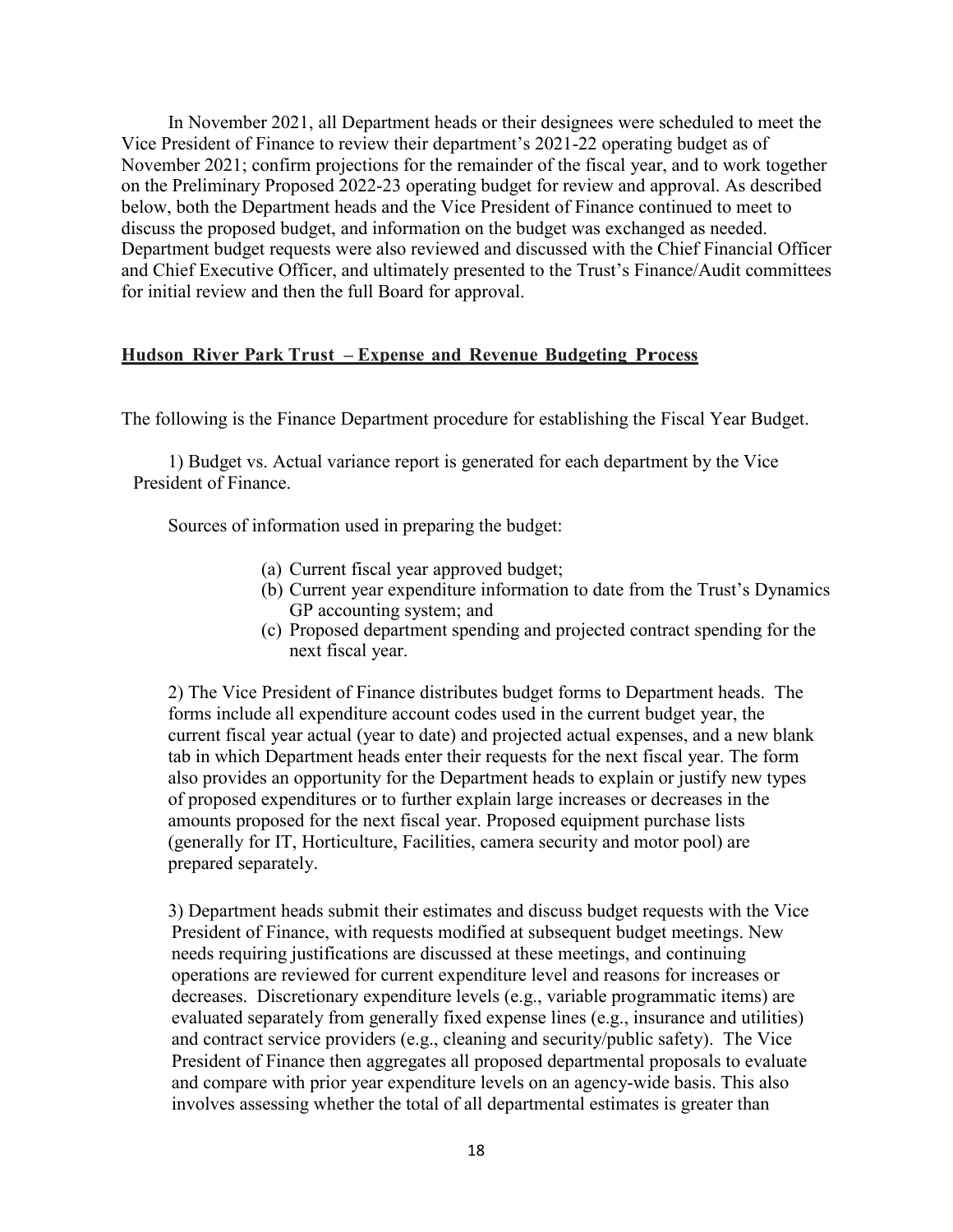In November 2021, all Department heads or their designees were scheduled to meet the Vice President of Finance to review their department's 2021-22 operating budget as of November 2021; confirm projections for the remainder of the fiscal year, and to work together on the Preliminary Proposed 2022-23 operating budget for review and approval. As described below, both the Department heads and the Vice President of Finance continued to meet to discuss the proposed budget, and information on the budget was exchanged as needed. Department budget requests were also reviewed and discussed with the Chief Financial Officer and Chief Executive Officer, and ultimately presented to the Trust's Finance/Audit committees for initial review and then the full Board for approval.

## Hudson River Park Trust – Expense and Revenue Budgeting Process

The following is the Finance Department procedure for establishing the Fiscal Year Budget.

1) Budget vs. Actual variance report is generated for each department by the Vice President of Finance.

Sources of information used in preparing the budget:

(a) Current fiscal year approved budget;
(b) Current year expenditure information to date from the Trust's Dynamics GP accounting system; and
(c) Proposed department spending and projected contract spending for the next fiscal year.

2) The Vice President of Finance distributes budget forms to Department heads. The forms include all expenditure account codes used in the current budget year, the current fiscal year actual (year to date) and projected actual expenses, and a new blank tab in which Department heads enter their requests for the next fiscal year. The form also provides an opportunity for the Department heads to explain or justify new types of proposed expenditures or to further explain large increases or decreases in the amounts proposed for the next fiscal year. Proposed equipment purchase lists (generally for IT, Horticulture, Facilities, camera security and motor pool) are prepared separately.

3) Department heads submit their estimates and discuss budget requests with the Vice President of Finance, with requests modified at subsequent budget meetings. New needs requiring justifications are discussed at these meetings, and continuing operations are reviewed for current expenditure level and reasons for increases or decreases. Discretionary expenditure levels (e.g., variable programmatic items) are evaluated separately from generally fixed expense lines (e.g., insurance and utilities) and contract service providers (e.g., cleaning and security/public safety). The Vice President of Finance then aggregates all proposed departmental proposals to evaluate and compare with prior year expenditure levels on an agency-wide basis. This also involves assessing whether the total of all departmental estimates is greater than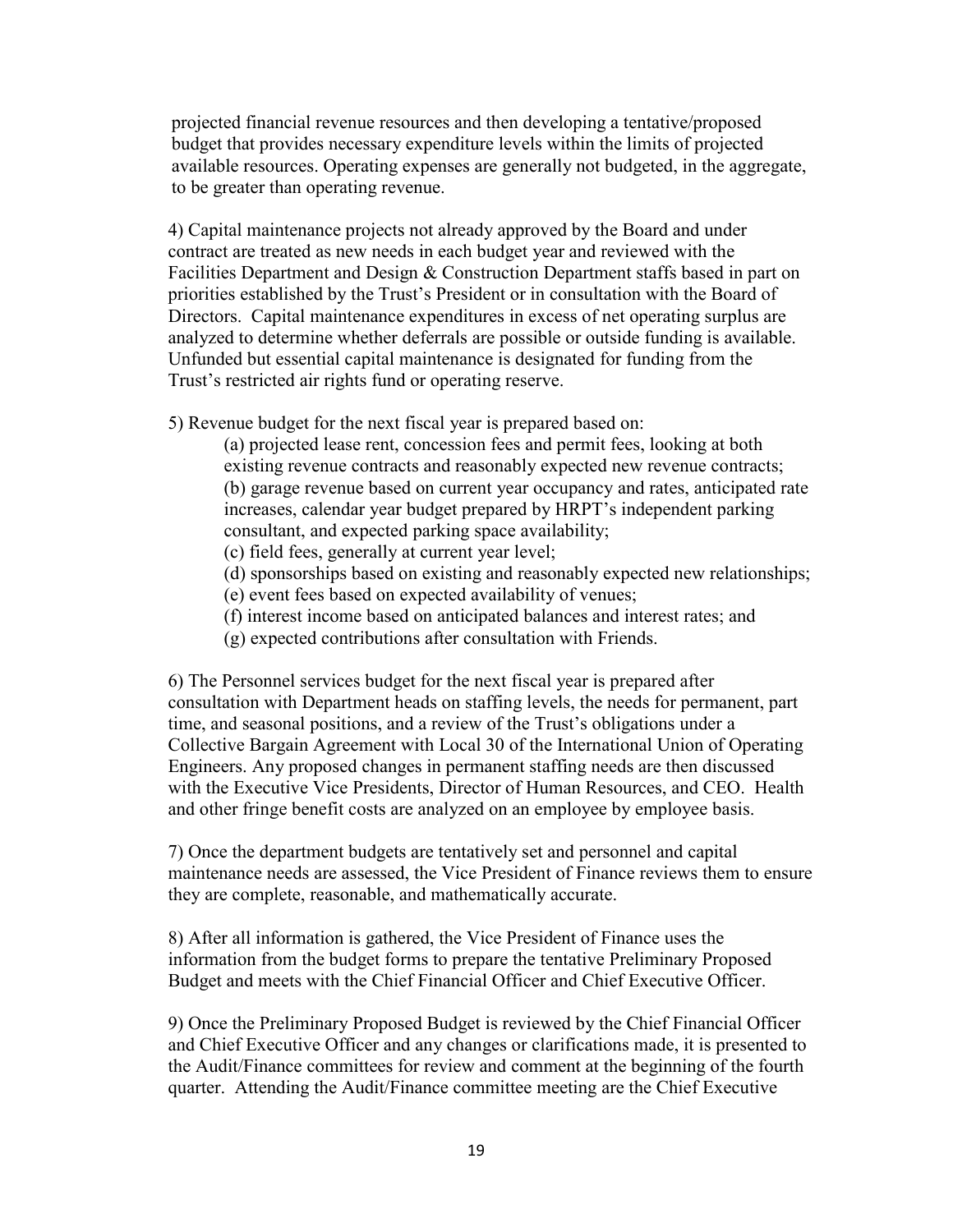projected financial revenue resources and then developing a tentative/proposed budget that provides necessary expenditure levels within the limits of projected available resources. Operating expenses are generally not budgeted, in the aggregate, to be greater than operating revenue.

4) Capital maintenance projects not already approved by the Board and under contract are treated as new needs in each budget year and reviewed with the Facilities Department and Design & Construction Department staffs based in part on priorities established by the Trust's President or in consultation with the Board of Directors. Capital maintenance expenditures in excess of net operating surplus are analyzed to determine whether deferrals are possible or outside funding is available. Unfunded but essential capital maintenance is designated for funding from the Trust's restricted air rights fund or operating reserve.

5) Revenue budget for the next fiscal year is prepared based on:

(a) projected lease rent, concession fees and permit fees, looking at both existing revenue contracts and reasonably expected new revenue contracts;
(b) garage revenue based on current year occupancy and rates, anticipated rate increases, calendar year budget prepared by HRPT's independent parking consultant, and expected parking space availability;
(c) field fees, generally at current year level;
(d) sponsorships based on existing and reasonably expected new relationships;
(e) event fees based on expected availability of venues;
(f) interest income based on anticipated balances and interest rates; and
(g) expected contributions after consultation with Friends.

6) The Personnel services budget for the next fiscal year is prepared after consultation with Department heads on staffing levels, the needs for permanent, part time, and seasonal positions, and a review of the Trust's obligations under a Collective Bargain Agreement with Local 30 of the International Union of Operating Engineers. Any proposed changes in permanent staffing needs are then discussed with the Executive Vice Presidents, Director of Human Resources, and CEO. Health and other fringe benefit costs are analyzed on an employee by employee basis.

7) Once the department budgets are tentatively set and personnel and capital maintenance needs are assessed, the Vice President of Finance reviews them to ensure they are complete, reasonable, and mathematically accurate.

8) After all information is gathered, the Vice President of Finance uses the information from the budget forms to prepare the tentative Preliminary Proposed Budget and meets with the Chief Financial Officer and Chief Executive Officer.

9) Once the Preliminary Proposed Budget is reviewed by the Chief Financial Officer and Chief Executive Officer and any changes or clarifications made, it is presented to the Audit/Finance committees for review and comment at the beginning of the fourth quarter. Attending the Audit/Finance committee meeting are the Chief Executive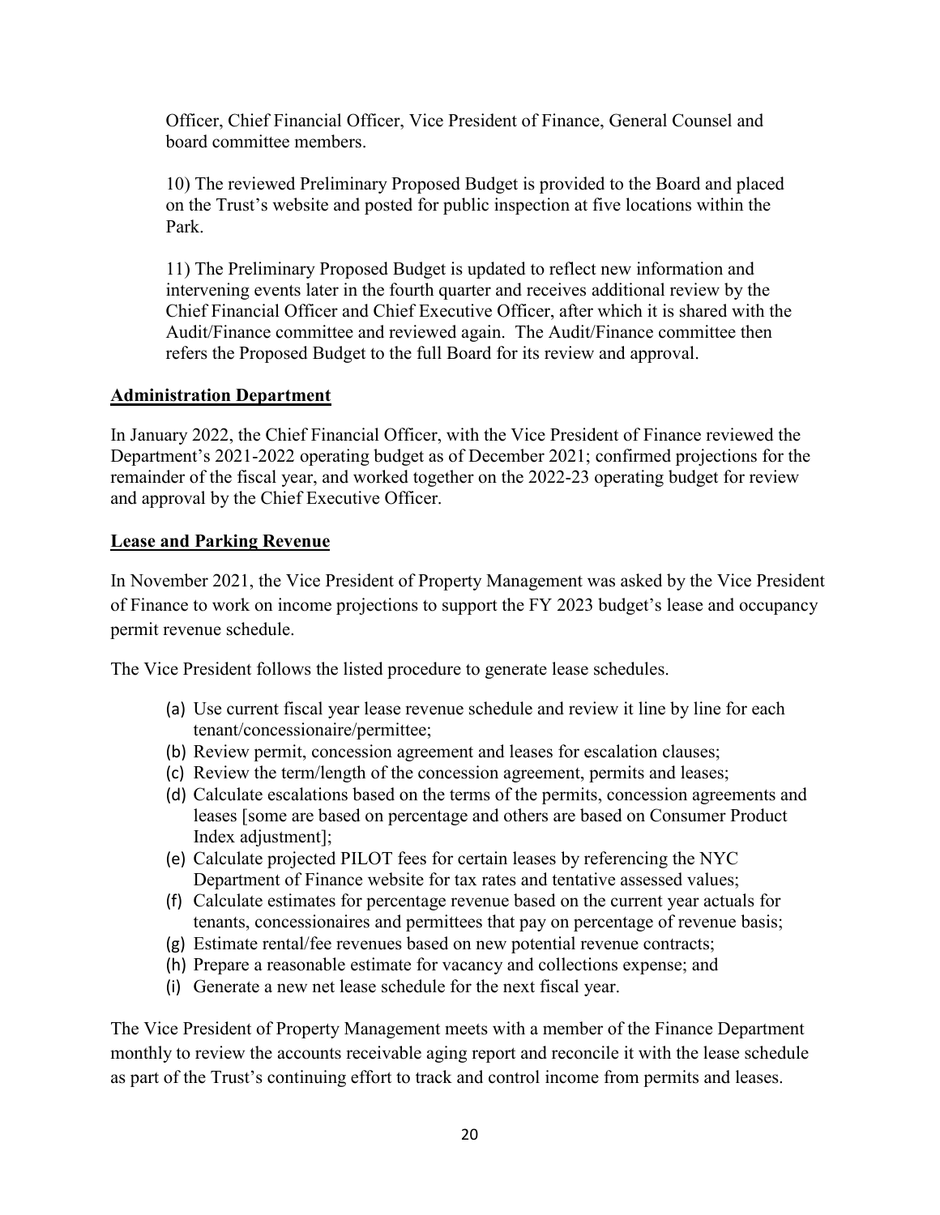Officer, Chief Financial Officer, Vice President of Finance, General Counsel and board committee members.

10) The reviewed Preliminary Proposed Budget is provided to the Board and placed on the Trust's website and posted for public inspection at five locations within the Park.

11) The Preliminary Proposed Budget is updated to reflect new information and intervening events later in the fourth quarter and receives additional review by the Chief Financial Officer and Chief Executive Officer, after which it is shared with the Audit/Finance committee and reviewed again. The Audit/Finance committee then refers the Proposed Budget to the full Board for its review and approval.

**Administration Department**

In January 2022, the Chief Financial Officer, with the Vice President of Finance reviewed the Department's 2021-2022 operating budget as of December 2021; confirmed projections for the remainder of the fiscal year, and worked together on the 2022-23 operating budget for review and approval by the Chief Executive Officer.

**Lease and Parking Revenue**

In November 2021, the Vice President of Property Management was asked by the Vice President of Finance to work on income projections to support the FY 2023 budget's lease and occupancy permit revenue schedule.

The Vice President follows the listed procedure to generate lease schedules.

(a) Use current fiscal year lease revenue schedule and review it line by line for each tenant/concessionaire/permittee;
(b) Review permit, concession agreement and leases for escalation clauses;
(c) Review the term/length of the concession agreement, permits and leases;
(d) Calculate escalations based on the terms of the permits, concession agreements and leases [some are based on percentage and others are based on Consumer Product Index adjustment];
(e) Calculate projected PILOT fees for certain leases by referencing the NYC Department of Finance website for tax rates and tentative assessed values;
(f) Calculate estimates for percentage revenue based on the current year actuals for tenants, concessionaires and permittees that pay on percentage of revenue basis;
(g) Estimate rental/fee revenues based on new potential revenue contracts;
(h) Prepare a reasonable estimate for vacancy and collections expense; and
(i) Generate a new net lease schedule for the next fiscal year.

The Vice President of Property Management meets with a member of the Finance Department monthly to review the accounts receivable aging report and reconcile it with the lease schedule as part of the Trust's continuing effort to track and control income from permits and leases.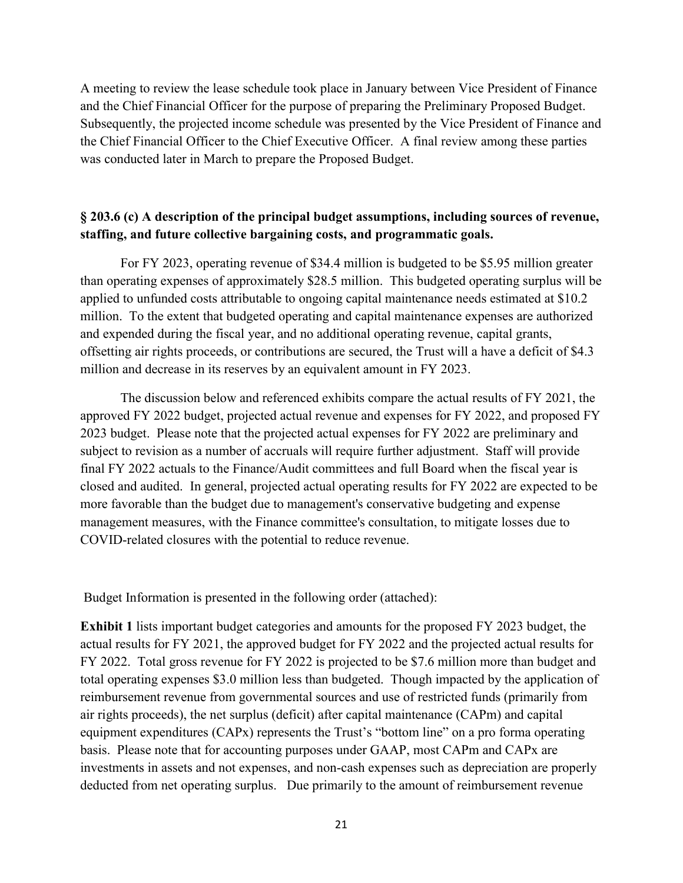A meeting to review the lease schedule took place in January between Vice President of Finance and the Chief Financial Officer for the purpose of preparing the Preliminary Proposed Budget. Subsequently, the projected income schedule was presented by the Vice President of Finance and the Chief Financial Officer to the Chief Executive Officer. A final review among these parties was conducted later in March to prepare the Proposed Budget.

**§ 203.6 (c) A description of the principal budget assumptions, including sources of revenue, staffing, and future collective bargaining costs, and programmatic goals.**

For FY 2023, operating revenue of $34.4 million is budgeted to be $5.95 million greater than operating expenses of approximately $28.5 million. This budgeted operating surplus will be applied to unfunded costs attributable to ongoing capital maintenance needs estimated at $10.2 million. To the extent that budgeted operating and capital maintenance expenses are authorized and expended during the fiscal year, and no additional operating revenue, capital grants, offsetting air rights proceeds, or contributions are secured, the Trust will a have a deficit of $4.3 million and decrease in its reserves by an equivalent amount in FY 2023.

The discussion below and referenced exhibits compare the actual results of FY 2021, the approved FY 2022 budget, projected actual revenue and expenses for FY 2022, and proposed FY 2023 budget. Please note that the projected actual expenses for FY 2022 are preliminary and subject to revision as a number of accruals will require further adjustment. Staff will provide final FY 2022 actuals to the Finance/Audit committees and full Board when the fiscal year is closed and audited. In general, projected actual operating results for FY 2022 are expected to be more favorable than the budget due to management's conservative budgeting and expense management measures, with the Finance committee's consultation, to mitigate losses due to COVID-related closures with the potential to reduce revenue.

Budget Information is presented in the following order (attached):

**Exhibit 1** lists important budget categories and amounts for the proposed FY 2023 budget, the actual results for FY 2021, the approved budget for FY 2022 and the projected actual results for FY 2022. Total gross revenue for FY 2022 is projected to be $7.6 million more than budget and total operating expenses $3.0 million less than budgeted. Though impacted by the application of reimbursement revenue from governmental sources and use of restricted funds (primarily from air rights proceeds), the net surplus (deficit) after capital maintenance (CAPm) and capital equipment expenditures (CAPx) represents the Trust's "bottom line" on a pro forma operating basis. Please note that for accounting purposes under GAAP, most CAPm and CAPx are investments in assets and not expenses, and non-cash expenses such as depreciation are properly deducted from net operating surplus. Due primarily to the amount of reimbursement revenue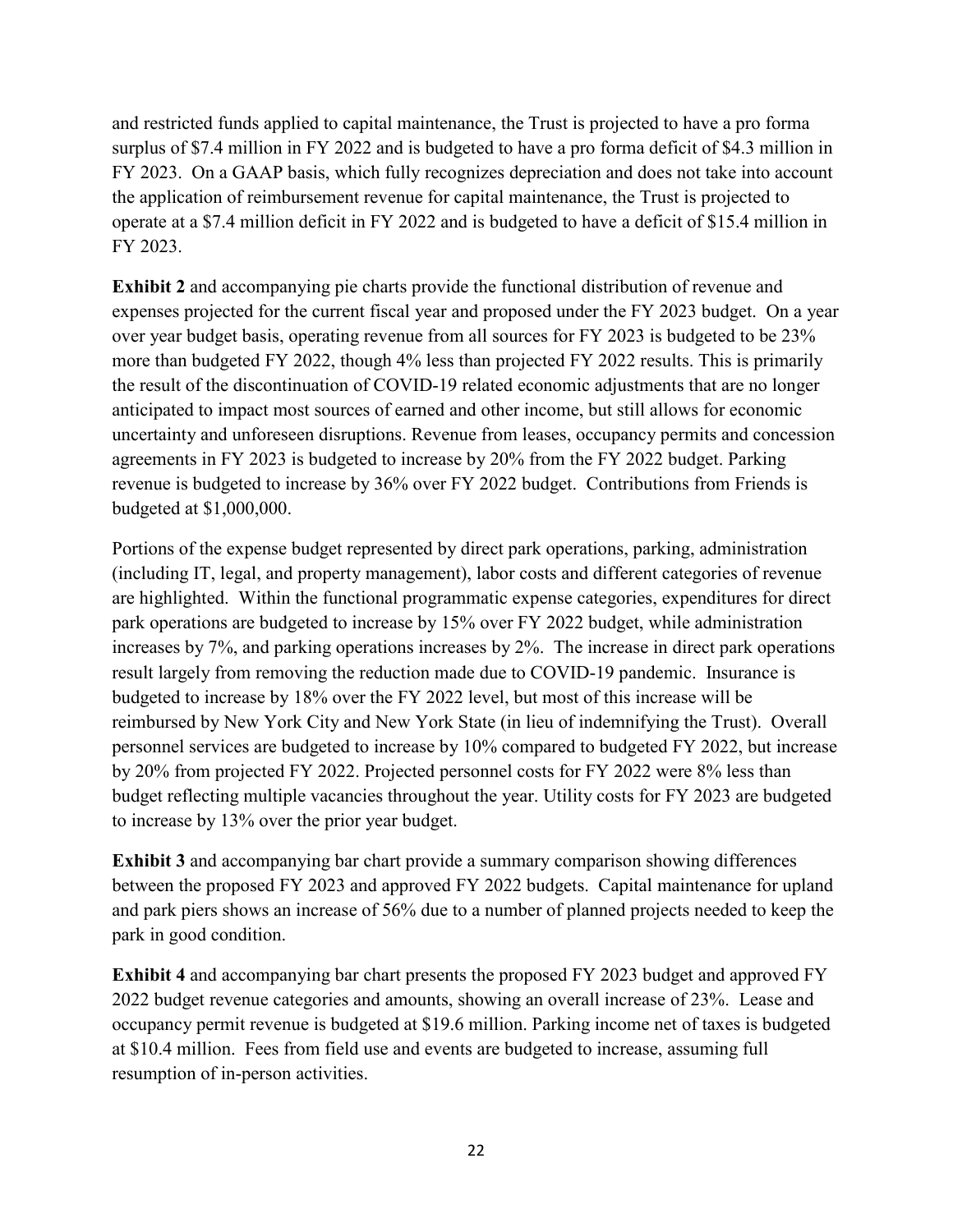and restricted funds applied to capital maintenance, the Trust is projected to have a pro forma surplus of $7.4 million in FY 2022 and is budgeted to have a pro forma deficit of $4.3 million in FY 2023. On a GAAP basis, which fully recognizes depreciation and does not take into account the application of reimbursement revenue for capital maintenance, the Trust is projected to operate at a $7.4 million deficit in FY 2022 and is budgeted to have a deficit of $15.4 million in FY 2023.

**Exhibit 2** and accompanying pie charts provide the functional distribution of revenue and expenses projected for the current fiscal year and proposed under the FY 2023 budget. On a year over year budget basis, operating revenue from all sources for FY 2023 is budgeted to be 23% more than budgeted FY 2022, though 4% less than projected FY 2022 results. This is primarily the result of the discontinuation of COVID-19 related economic adjustments that are no longer anticipated to impact most sources of earned and other income, but still allows for economic uncertainty and unforeseen disruptions. Revenue from leases, occupancy permits and concession agreements in FY 2023 is budgeted to increase by 20% from the FY 2022 budget. Parking revenue is budgeted to increase by 36% over FY 2022 budget. Contributions from Friends is budgeted at $1,000,000.

Portions of the expense budget represented by direct park operations, parking, administration (including IT, legal, and property management), labor costs and different categories of revenue are highlighted. Within the functional programmatic expense categories, expenditures for direct park operations are budgeted to increase by 15% over FY 2022 budget, while administration increases by 7%, and parking operations increases by 2%. The increase in direct park operations result largely from removing the reduction made due to COVID-19 pandemic. Insurance is budgeted to increase by 18% over the FY 2022 level, but most of this increase will be reimbursed by New York City and New York State (in lieu of indemnifying the Trust). Overall personnel services are budgeted to increase by 10% compared to budgeted FY 2022, but increase by 20% from projected FY 2022. Projected personnel costs for FY 2022 were 8% less than budget reflecting multiple vacancies throughout the year. Utility costs for FY 2023 are budgeted to increase by 13% over the prior year budget.

**Exhibit 3** and accompanying bar chart provide a summary comparison showing differences between the proposed FY 2023 and approved FY 2022 budgets. Capital maintenance for upland and park piers shows an increase of 56% due to a number of planned projects needed to keep the park in good condition.

**Exhibit 4** and accompanying bar chart presents the proposed FY 2023 budget and approved FY 2022 budget revenue categories and amounts, showing an overall increase of 23%. Lease and occupancy permit revenue is budgeted at $19.6 million. Parking income net of taxes is budgeted at $10.4 million. Fees from field use and events are budgeted to increase, assuming full resumption of in-person activities.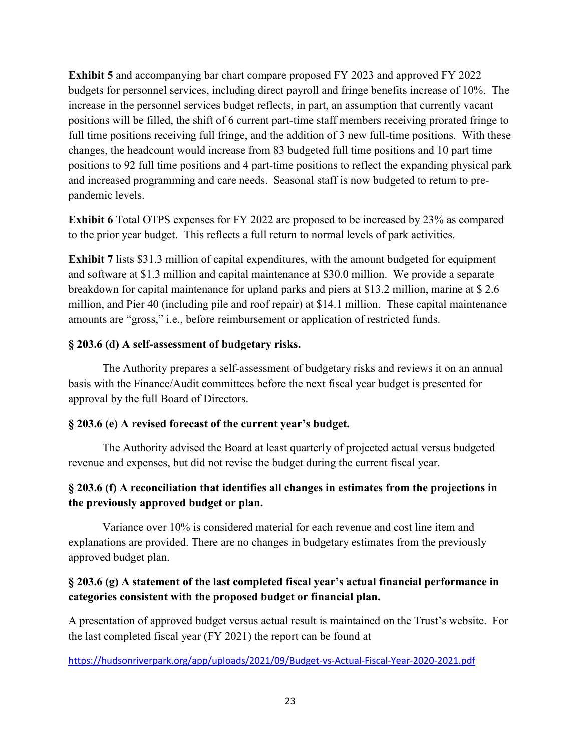**Exhibit 5** and accompanying bar chart compare proposed FY 2023 and approved FY 2022 budgets for personnel services, including direct payroll and fringe benefits increase of 10%. The increase in the personnel services budget reflects, in part, an assumption that currently vacant positions will be filled, the shift of 6 current part-time staff members receiving prorated fringe to full time positions receiving full fringe, and the addition of 3 new full-time positions. With these changes, the headcount would increase from 83 budgeted full time positions and 10 part time positions to 92 full time positions and 4 part-time positions to reflect the expanding physical park and increased programming and care needs. Seasonal staff is now budgeted to return to pre-pandemic levels.

**Exhibit 6** Total OTPS expenses for FY 2022 are proposed to be increased by 23% as compared to the prior year budget. This reflects a full return to normal levels of park activities.

**Exhibit 7** lists $31.3 million of capital expenditures, with the amount budgeted for equipment and software at $1.3 million and capital maintenance at $30.0 million. We provide a separate breakdown for capital maintenance for upland parks and piers at $13.2 million, marine at $ 2.6 million, and Pier 40 (including pile and roof repair) at $14.1 million. These capital maintenance amounts are "gross," i.e., before reimbursement or application of restricted funds.

### § 203.6 (d) A self-assessment of budgetary risks.

The Authority prepares a self-assessment of budgetary risks and reviews it on an annual basis with the Finance/Audit committees before the next fiscal year budget is presented for approval by the full Board of Directors.

### § 203.6 (e) A revised forecast of the current year's budget.

The Authority advised the Board at least quarterly of projected actual versus budgeted revenue and expenses, but did not revise the budget during the current fiscal year.

### § 203.6 (f) A reconciliation that identifies all changes in estimates from the projections in the previously approved budget or plan.

Variance over 10% is considered material for each revenue and cost line item and explanations are provided. There are no changes in budgetary estimates from the previously approved budget plan.

### § 203.6 (g) A statement of the last completed fiscal year's actual financial performance in categories consistent with the proposed budget or financial plan.

A presentation of approved budget versus actual result is maintained on the Trust's website. For the last completed fiscal year (FY 2021) the report can be found at

https://hudsonriverpark.org/app/uploads/2021/09/Budget-vs-Actual-Fiscal-Year-2020-2021.pdf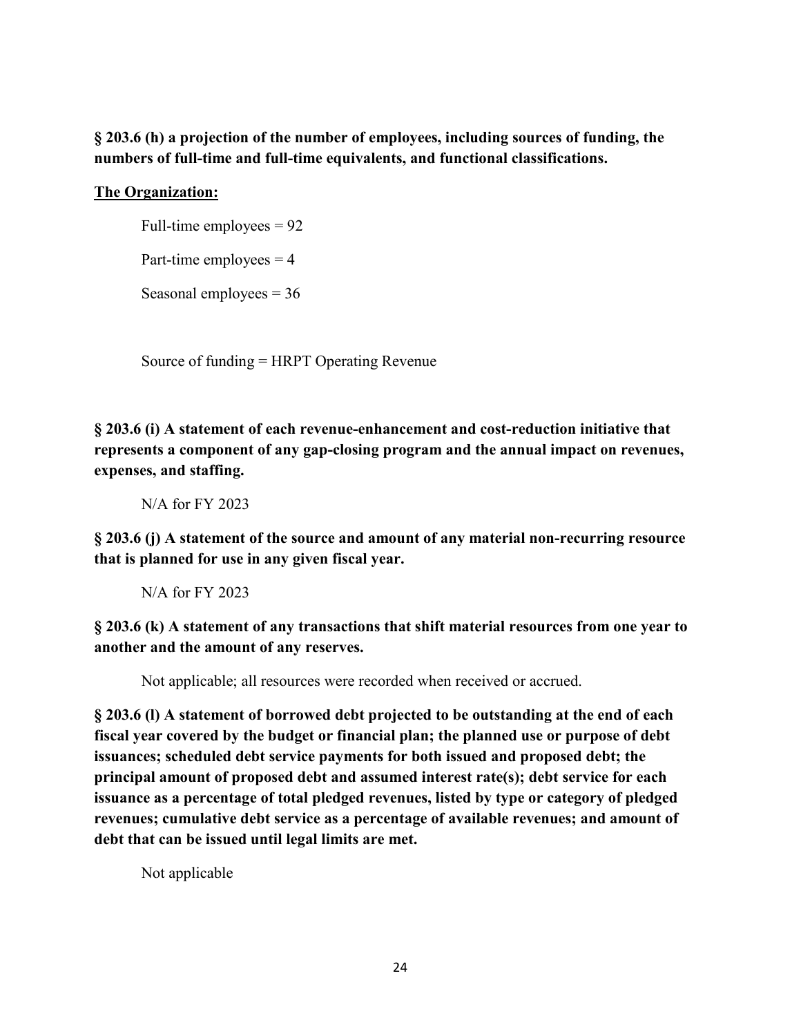**§ 203.6 (h) a projection of the number of employees, including sources of funding, the numbers of full-time and full-time equivalents, and functional classifications.**

**<u>The Organization:</u>**

Full-time employees = 92

Part-time employees = 4

Seasonal employees = 36

Source of funding = HRPT Operating Revenue

**§ 203.6 (i) A statement of each revenue-enhancement and cost-reduction initiative that represents a component of any gap-closing program and the annual impact on revenues, expenses, and staffing.**

N/A for FY 2023

**§ 203.6 (j) A statement of the source and amount of any material non-recurring resource that is planned for use in any given fiscal year.**

N/A for FY 2023

**§ 203.6 (k) A statement of any transactions that shift material resources from one year to another and the amount of any reserves.**

Not applicable; all resources were recorded when received or accrued.

**§ 203.6 (l) A statement of borrowed debt projected to be outstanding at the end of each fiscal year covered by the budget or financial plan; the planned use or purpose of debt issuances; scheduled debt service payments for both issued and proposed debt; the principal amount of proposed debt and assumed interest rate(s); debt service for each issuance as a percentage of total pledged revenues, listed by type or category of pledged revenues; cumulative debt service as a percentage of available revenues; and amount of debt that can be issued until legal limits are met.**

Not applicable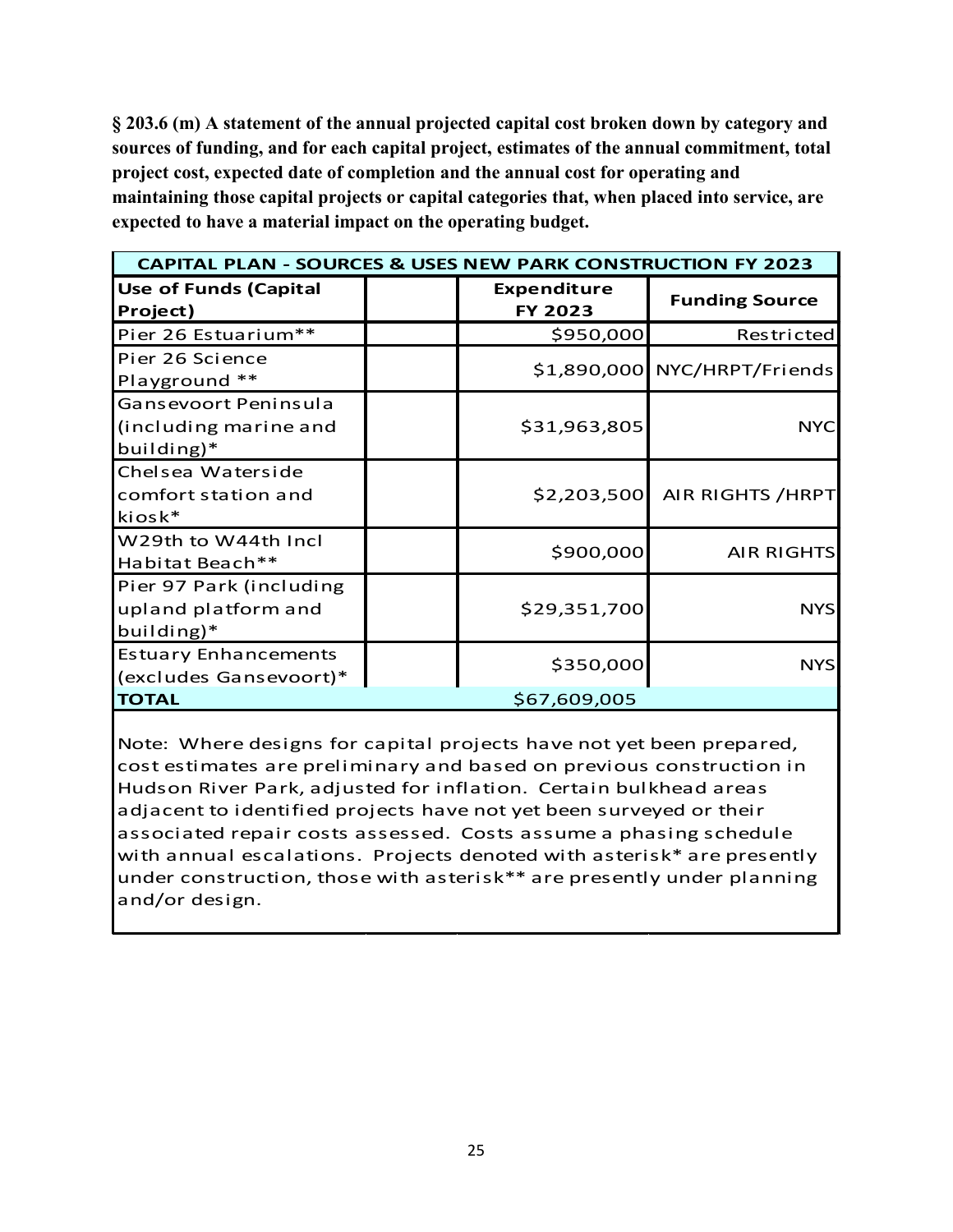**§ 203.6 (m) A statement of the annual projected capital cost broken down by category and sources of funding, and for each capital project, estimates of the annual commitment, total project cost, expected date of completion and the annual cost for operating and maintaining those capital projects or capital categories that, when placed into service, are expected to have a material impact on the operating budget.**

| CAPITAL PLAN - SOURCES & USES NEW PARK CONSTRUCTION FY 2023 | | | |
|---|---|---|---|
| **Use of Funds (Capital Project)** | | **Expenditure FY 2023** | **Funding Source** |
| Pier 26 Estuarium** | | $950,000 | Restricted |
| Pier 26 Science Playground ** | | $1,890,000 | NYC/HRPT/Friends |
| Gansevoort Peninsula (including marine and building)* | | $31,963,805 | NYC |
| Chelsea Waterside comfort station and kiosk* | | $2,203,500 | AIR RIGHTS /HRPT |
| W29th to W44th Incl Habitat Beach** | | $900,000 | AIR RIGHTS |
| Pier 97 Park (including upland platform and building)* | | $29,351,700 | NYS |
| Estuary Enhancements (excludes Gansevoort)* | | $350,000 | NYS |
| **TOTAL** | | $67,609,005 | |

Note: Where designs for capital projects have not yet been prepared, cost estimates are preliminary and based on previous construction in Hudson River Park, adjusted for inflation. Certain bulkhead areas adjacent to identified projects have not yet been surveyed or their associated repair costs assessed. Costs assume a phasing schedule with annual escalations. Projects denoted with asterisk* are presently under construction, those with asterisk** are presently under planning and/or design.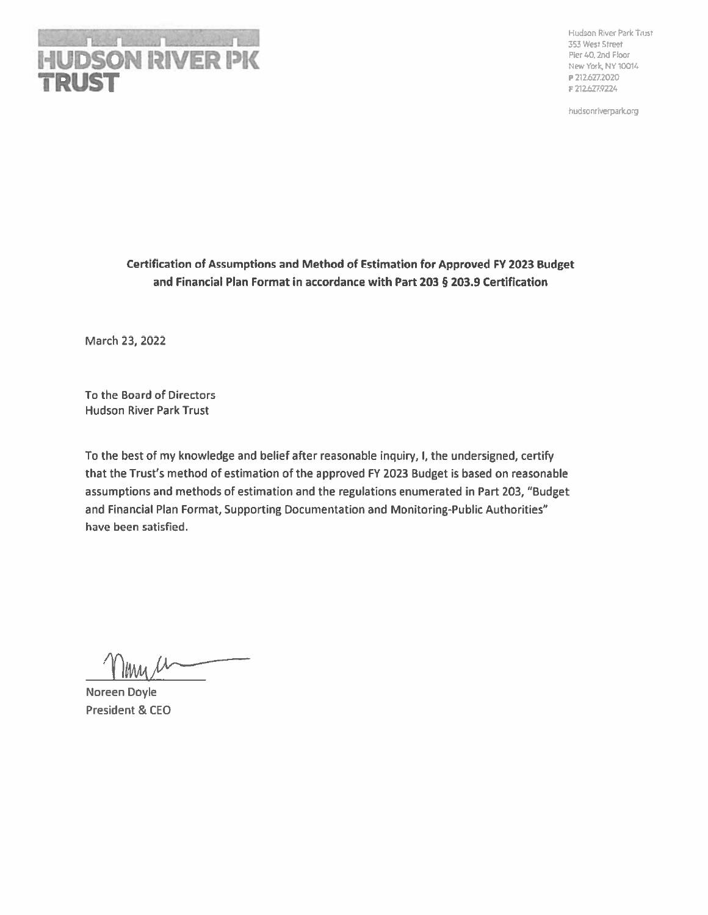**HUDSON RIVER PK TRUST**

Hudson River Park Trust
353 West Street
Pier 40, 2nd Floor
New York, NY 10014
P 212.627.2020
F 212.627.9224

hudsonriverpark.org

**Certification of Assumptions and Method of Estimation for Approved FY 2023 Budget and Financial Plan Format in accordance with Part 203 § 203.9 Certification**

March 23, 2022

To the Board of Directors
Hudson River Park Trust

To the best of my knowledge and belief after reasonable inquiry, I, the undersigned, certify that the Trust's method of estimation of the approved FY 2023 Budget is based on reasonable assumptions and methods of estimation and the regulations enumerated in Part 203, "Budget and Financial Plan Format, Supporting Documentation and Monitoring-Public Authorities" have been satisfied.

Noreen Doyle
President & CEO